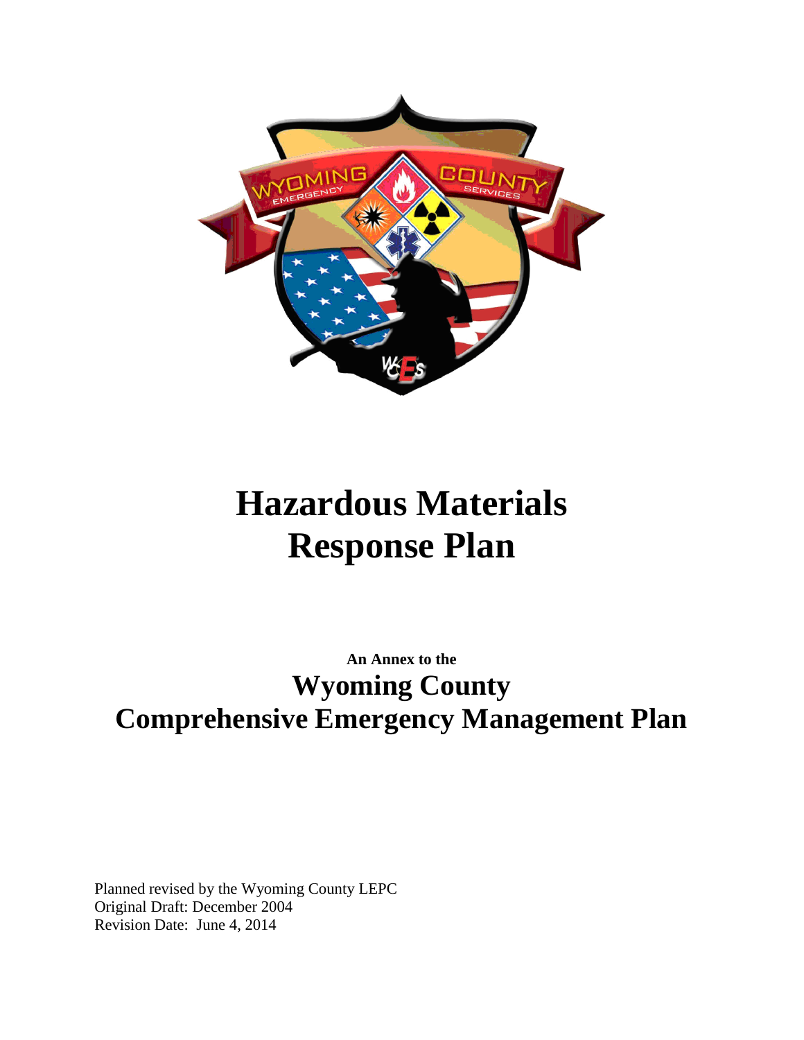# Hazardous Materials Response Plan

**An Annex to the**

## Wyoming County Comprehensive Emergency Management Plan

Planned revised by the Wyoming County LEPC
Original Draft: December 2004
Revision Date: June 4, 2014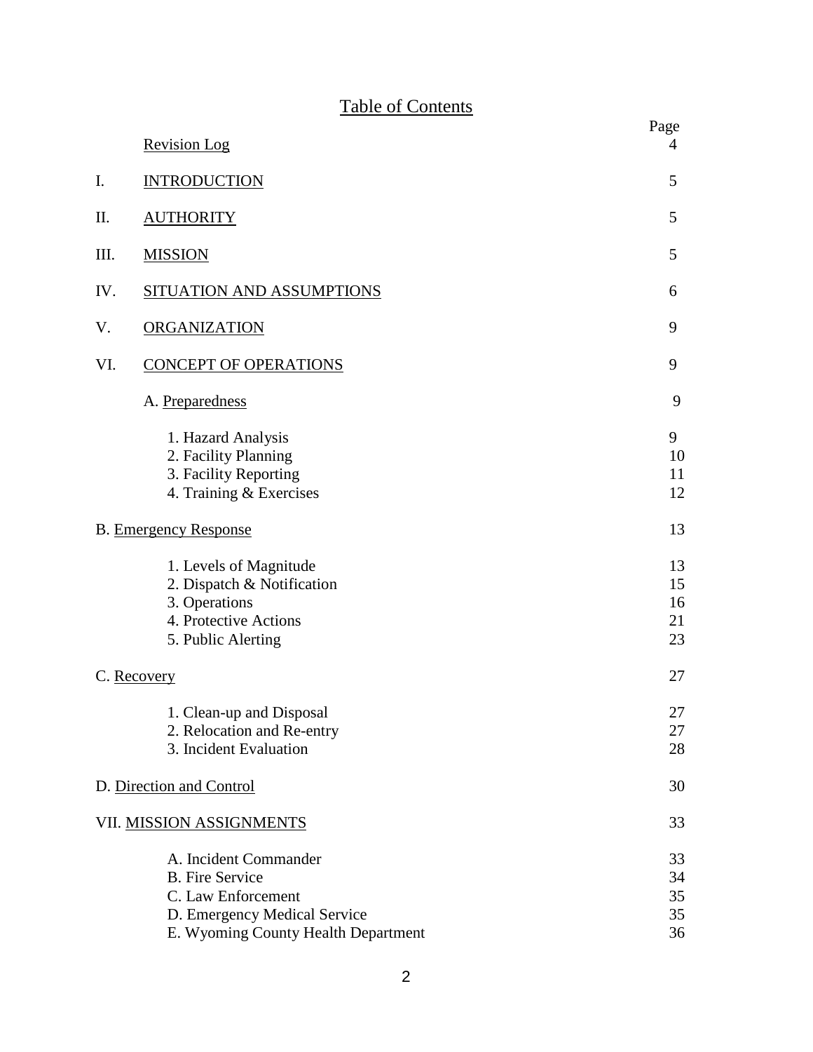# Table of Contents

| | | Page |
|---|---|---|
| | Revision Log | 4 |
| I. | INTRODUCTION | 5 |
| II. | AUTHORITY | 5 |
| III. | MISSION | 5 |
| IV. | SITUATION AND ASSUMPTIONS | 6 |
| V. | ORGANIZATION | 9 |
| VI. | CONCEPT OF OPERATIONS | 9 |
| | A. Preparedness | 9 |
| | 1. Hazard Analysis | 9 |
| | 2. Facility Planning | 10 |
| | 3. Facility Reporting | 11 |
| | 4. Training & Exercises | 12 |
| | B. Emergency Response | 13 |
| | 1. Levels of Magnitude | 13 |
| | 2. Dispatch & Notification | 15 |
| | 3. Operations | 16 |
| | 4. Protective Actions | 21 |
| | 5. Public Alerting | 23 |
| | C. Recovery | 27 |
| | 1. Clean-up and Disposal | 27 |
| | 2. Relocation and Re-entry | 27 |
| | 3. Incident Evaluation | 28 |
| | D. Direction and Control | 30 |
| VII. | MISSION ASSIGNMENTS | 33 |
| | A. Incident Commander | 33 |
| | B. Fire Service | 34 |
| | C. Law Enforcement | 35 |
| | D. Emergency Medical Service | 35 |
| | E. Wyoming County Health Department | 36 |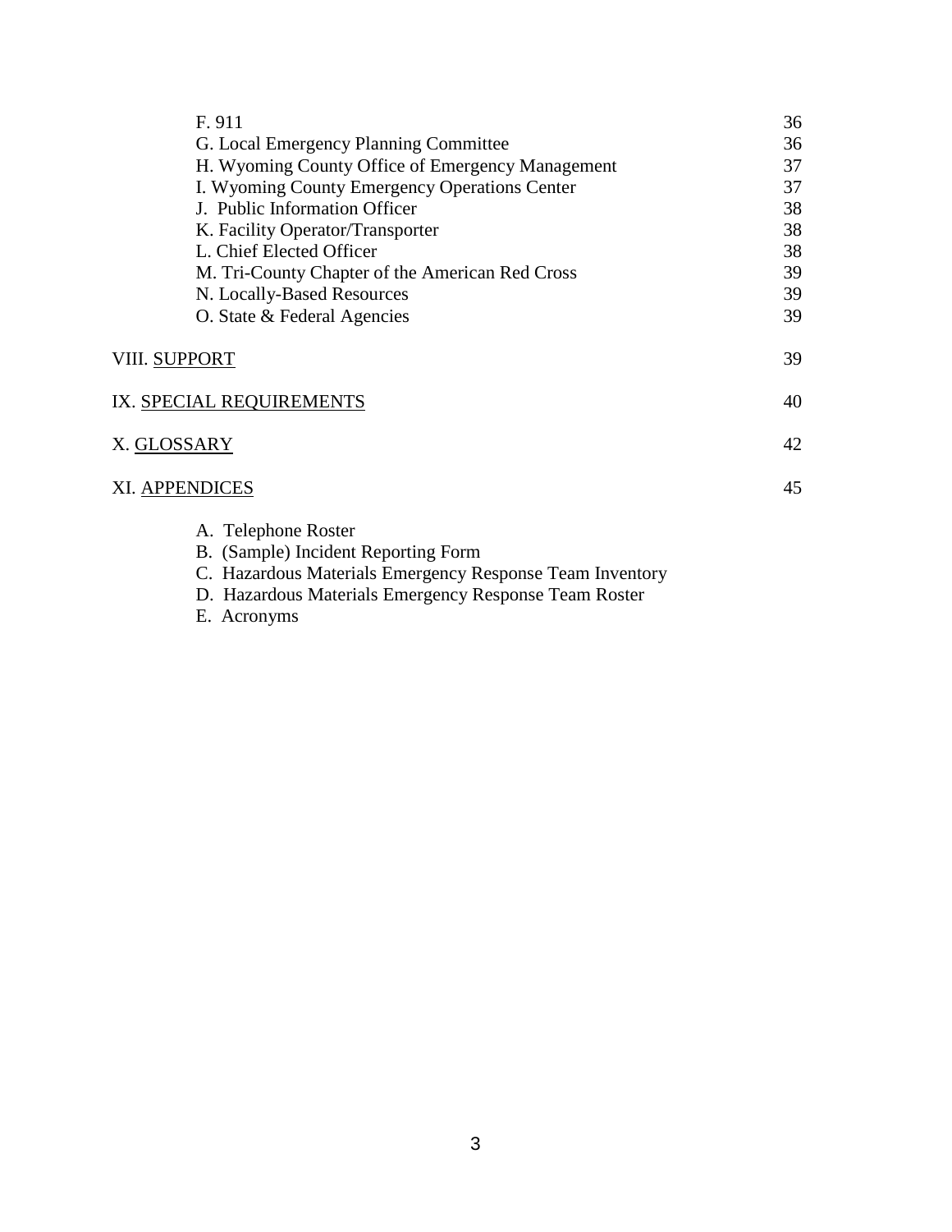| | |
|---|---|
| F. 911 | 36 |
| G. Local Emergency Planning Committee | 36 |
| H. Wyoming County Office of Emergency Management | 37 |
| I. Wyoming County Emergency Operations Center | 37 |
| J. Public Information Officer | 38 |
| K. Facility Operator/Transporter | 38 |
| L. Chief Elected Officer | 38 |
| M. Tri-County Chapter of the American Red Cross | 39 |
| N. Locally-Based Resources | 39 |
| O. State & Federal Agencies | 39 |
| VIII. SUPPORT | 39 |
| IX. SPECIAL REQUIREMENTS | 40 |
| X. GLOSSARY | 42 |
| XI. APPENDICES | 45 |

A. Telephone Roster
B. (Sample) Incident Reporting Form
C. Hazardous Materials Emergency Response Team Inventory
D. Hazardous Materials Emergency Response Team Roster
E. Acronyms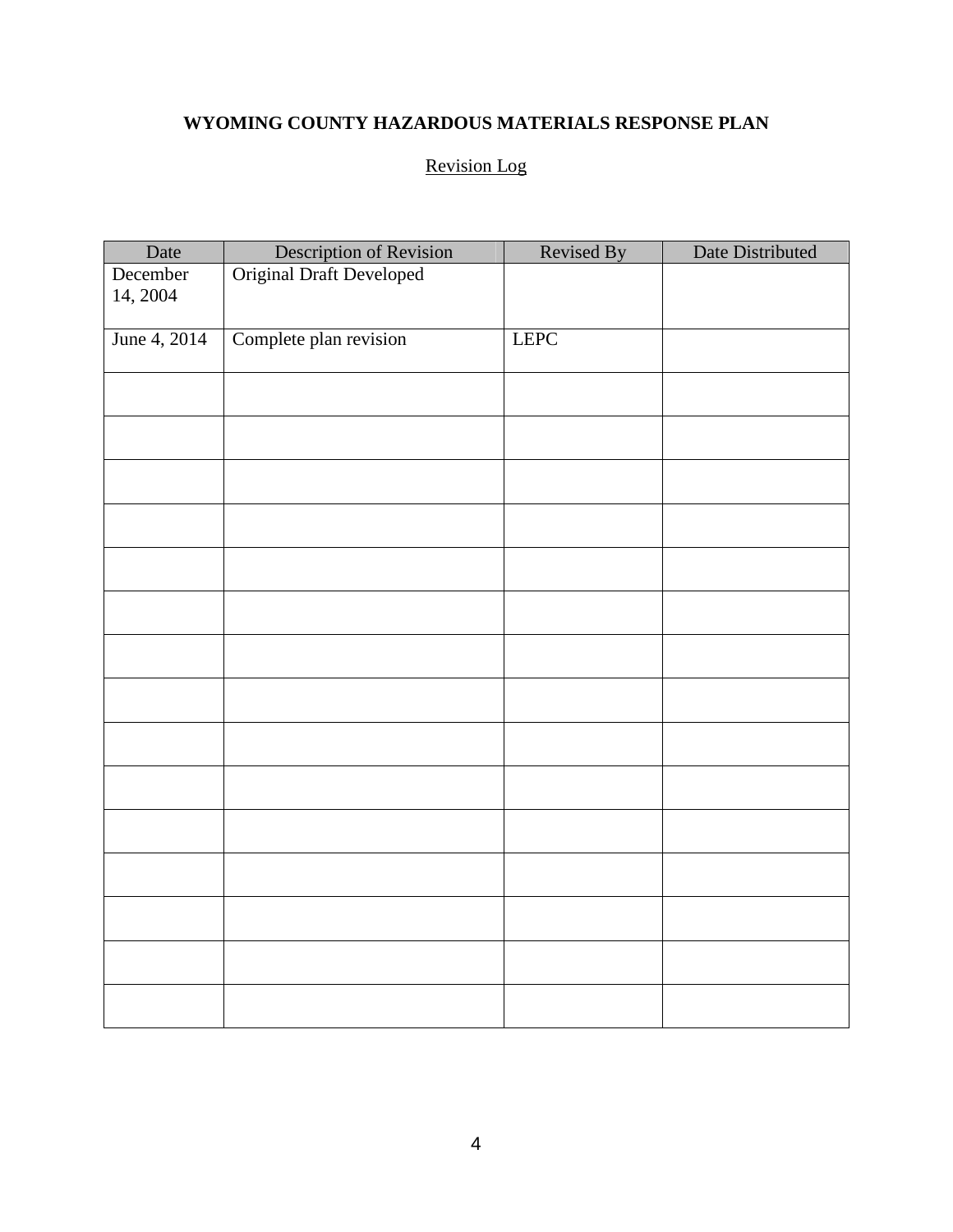**WYOMING COUNTY HAZARDOUS MATERIALS RESPONSE PLAN**

Revision Log

| Date | Description of Revision | Revised By | Date Distributed |
|---|---|---|---|
| December 14, 2004 | Original Draft Developed | | |
| June 4, 2014 | Complete plan revision | LEPC | |
| | | | |
| | | | |
| | | | |
| | | | |
| | | | |
| | | | |
| | | | |
| | | | |
| | | | |
| | | | |
| | | | |
| | | | |
| | | | |
| | | | |
| | | | |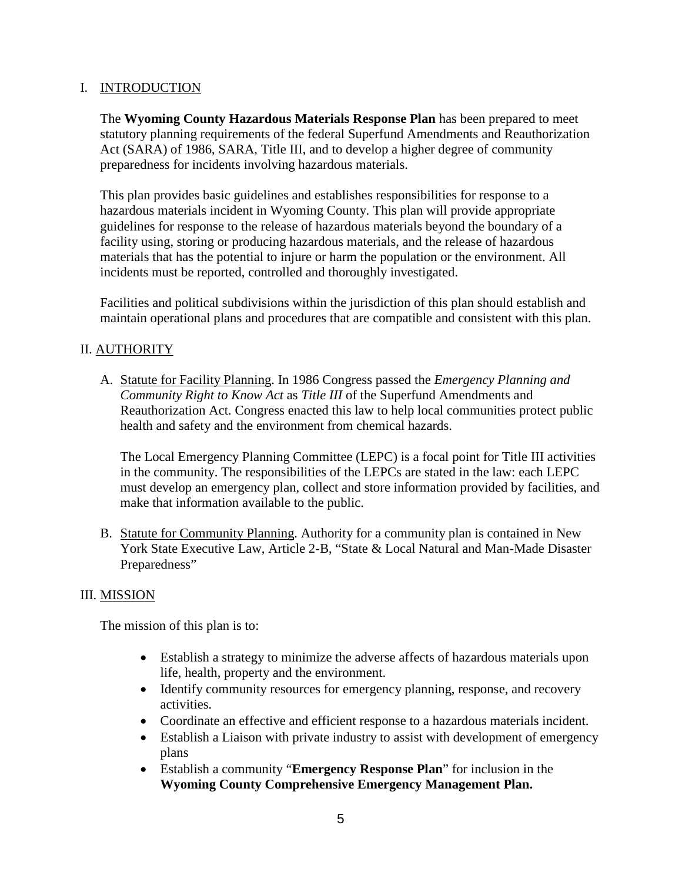## I. INTRODUCTION

The **Wyoming County Hazardous Materials Response Plan** has been prepared to meet statutory planning requirements of the federal Superfund Amendments and Reauthorization Act (SARA) of 1986, SARA, Title III, and to develop a higher degree of community preparedness for incidents involving hazardous materials.

This plan provides basic guidelines and establishes responsibilities for response to a hazardous materials incident in Wyoming County. This plan will provide appropriate guidelines for response to the release of hazardous materials beyond the boundary of a facility using, storing or producing hazardous materials, and the release of hazardous materials that has the potential to injure or harm the population or the environment. All incidents must be reported, controlled and thoroughly investigated.

Facilities and political subdivisions within the jurisdiction of this plan should establish and maintain operational plans and procedures that are compatible and consistent with this plan.

## II. AUTHORITY

A. Statute for Facility Planning. In 1986 Congress passed the *Emergency Planning and Community Right to Know Act* as *Title III* of the Superfund Amendments and Reauthorization Act. Congress enacted this law to help local communities protect public health and safety and the environment from chemical hazards.

   The Local Emergency Planning Committee (LEPC) is a focal point for Title III activities in the community. The responsibilities of the LEPCs are stated in the law: each LEPC must develop an emergency plan, collect and store information provided by facilities, and make that information available to the public.

B. Statute for Community Planning. Authority for a community plan is contained in New York State Executive Law, Article 2-B, "State & Local Natural and Man-Made Disaster Preparedness"

## III. MISSION

The mission of this plan is to:

- Establish a strategy to minimize the adverse affects of hazardous materials upon life, health, property and the environment.
- Identify community resources for emergency planning, response, and recovery activities.
- Coordinate an effective and efficient response to a hazardous materials incident.
- Establish a Liaison with private industry to assist with development of emergency plans
- Establish a community "**Emergency Response Plan**" for inclusion in the **Wyoming County Comprehensive Emergency Management Plan.**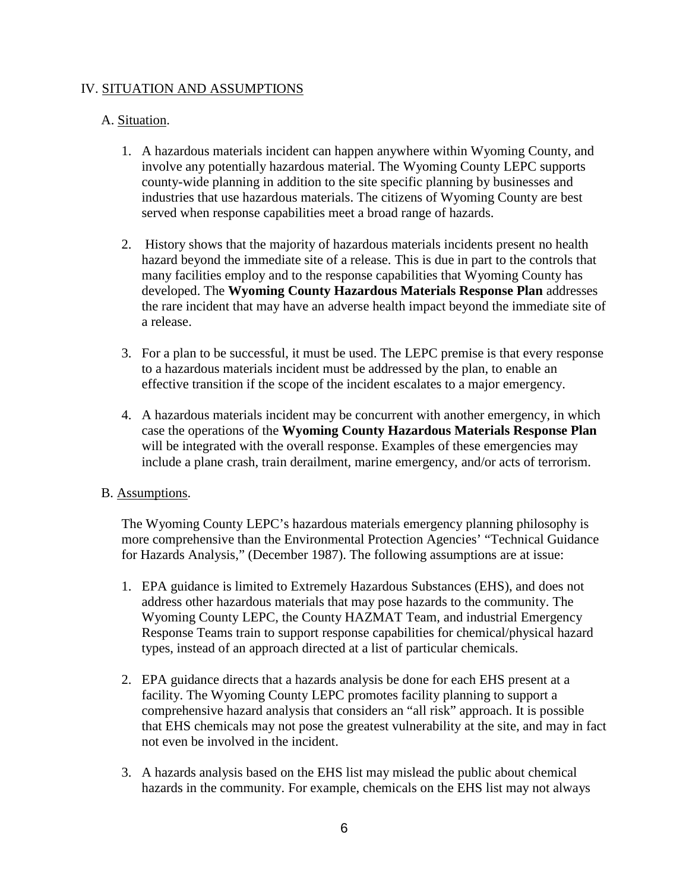## IV. SITUATION AND ASSUMPTIONS

### A. Situation.

1. A hazardous materials incident can happen anywhere within Wyoming County, and involve any potentially hazardous material. The Wyoming County LEPC supports county-wide planning in addition to the site specific planning by businesses and industries that use hazardous materials. The citizens of Wyoming County are best served when response capabilities meet a broad range of hazards.

2. History shows that the majority of hazardous materials incidents present no health hazard beyond the immediate site of a release. This is due in part to the controls that many facilities employ and to the response capabilities that Wyoming County has developed. The **Wyoming County Hazardous Materials Response Plan** addresses the rare incident that may have an adverse health impact beyond the immediate site of a release.

3. For a plan to be successful, it must be used. The LEPC premise is that every response to a hazardous materials incident must be addressed by the plan, to enable an effective transition if the scope of the incident escalates to a major emergency.

4. A hazardous materials incident may be concurrent with another emergency, in which case the operations of the **Wyoming County Hazardous Materials Response Plan** will be integrated with the overall response. Examples of these emergencies may include a plane crash, train derailment, marine emergency, and/or acts of terrorism.

### B. Assumptions.

The Wyoming County LEPC's hazardous materials emergency planning philosophy is more comprehensive than the Environmental Protection Agencies' "Technical Guidance for Hazards Analysis," (December 1987). The following assumptions are at issue:

1. EPA guidance is limited to Extremely Hazardous Substances (EHS), and does not address other hazardous materials that may pose hazards to the community. The Wyoming County LEPC, the County HAZMAT Team, and industrial Emergency Response Teams train to support response capabilities for chemical/physical hazard types, instead of an approach directed at a list of particular chemicals.

2. EPA guidance directs that a hazards analysis be done for each EHS present at a facility. The Wyoming County LEPC promotes facility planning to support a comprehensive hazard analysis that considers an "all risk" approach. It is possible that EHS chemicals may not pose the greatest vulnerability at the site, and may in fact not even be involved in the incident.

3. A hazards analysis based on the EHS list may mislead the public about chemical hazards in the community. For example, chemicals on the EHS list may not always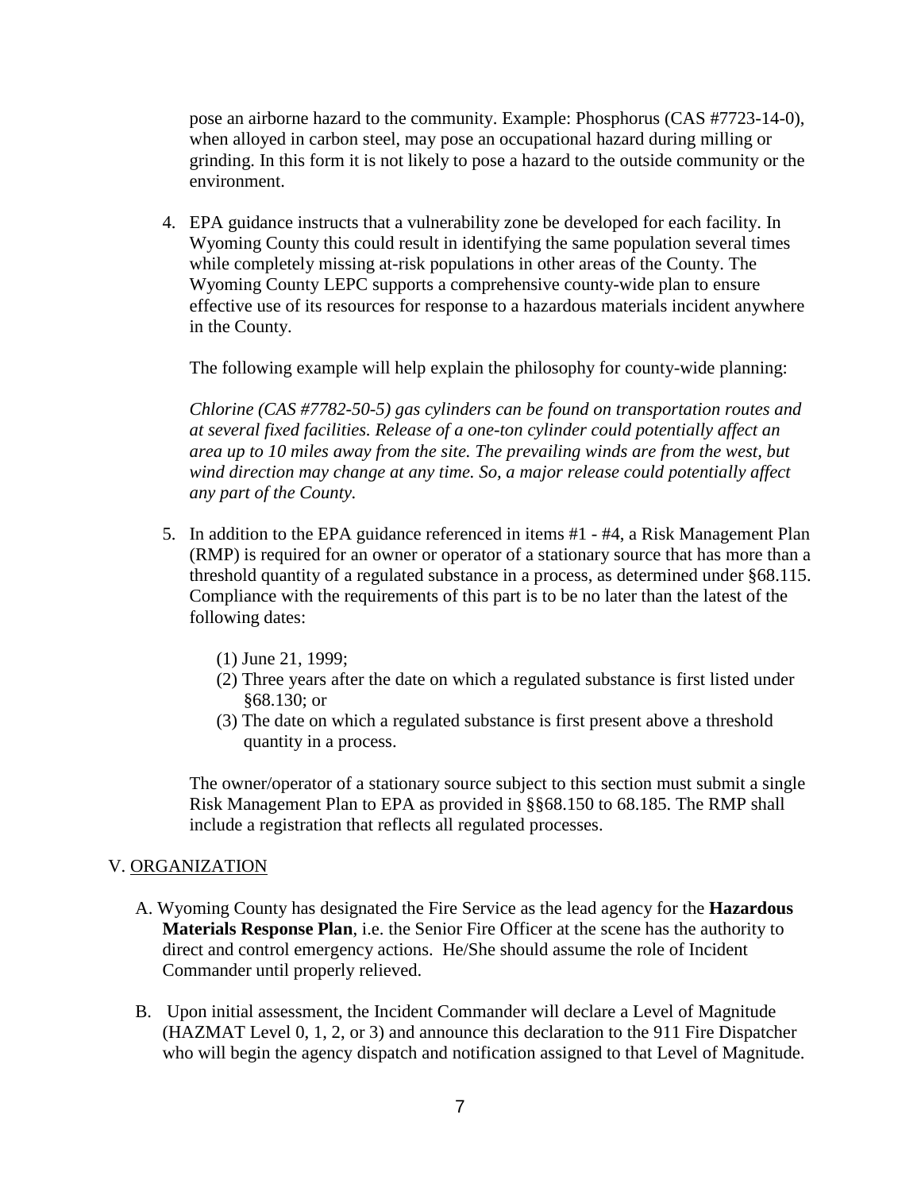pose an airborne hazard to the community. Example: Phosphorus (CAS #7723-14-0), when alloyed in carbon steel, may pose an occupational hazard during milling or grinding. In this form it is not likely to pose a hazard to the outside community or the environment.

4. EPA guidance instructs that a vulnerability zone be developed for each facility. In Wyoming County this could result in identifying the same population several times while completely missing at-risk populations in other areas of the County. The Wyoming County LEPC supports a comprehensive county-wide plan to ensure effective use of its resources for response to a hazardous materials incident anywhere in the County.

   The following example will help explain the philosophy for county-wide planning:

   *Chlorine (CAS #7782-50-5) gas cylinders can be found on transportation routes and at several fixed facilities. Release of a one-ton cylinder could potentially affect an area up to 10 miles away from the site. The prevailing winds are from the west, but wind direction may change at any time. So, a major release could potentially affect any part of the County.*

5. In addition to the EPA guidance referenced in items #1 - #4, a Risk Management Plan (RMP) is required for an owner or operator of a stationary source that has more than a threshold quantity of a regulated substance in a process, as determined under §68.115. Compliance with the requirements of this part is to be no later than the latest of the following dates:

   (1) June 21, 1999;
   (2) Three years after the date on which a regulated substance is first listed under §68.130; or
   (3) The date on which a regulated substance is first present above a threshold quantity in a process.

   The owner/operator of a stationary source subject to this section must submit a single Risk Management Plan to EPA as provided in §§68.150 to 68.185. The RMP shall include a registration that reflects all regulated processes.

## V. ORGANIZATION

A. Wyoming County has designated the Fire Service as the lead agency for the **Hazardous Materials Response Plan**, i.e. the Senior Fire Officer at the scene has the authority to direct and control emergency actions. He/She should assume the role of Incident Commander until properly relieved.

B. Upon initial assessment, the Incident Commander will declare a Level of Magnitude (HAZMAT Level 0, 1, 2, or 3) and announce this declaration to the 911 Fire Dispatcher who will begin the agency dispatch and notification assigned to that Level of Magnitude.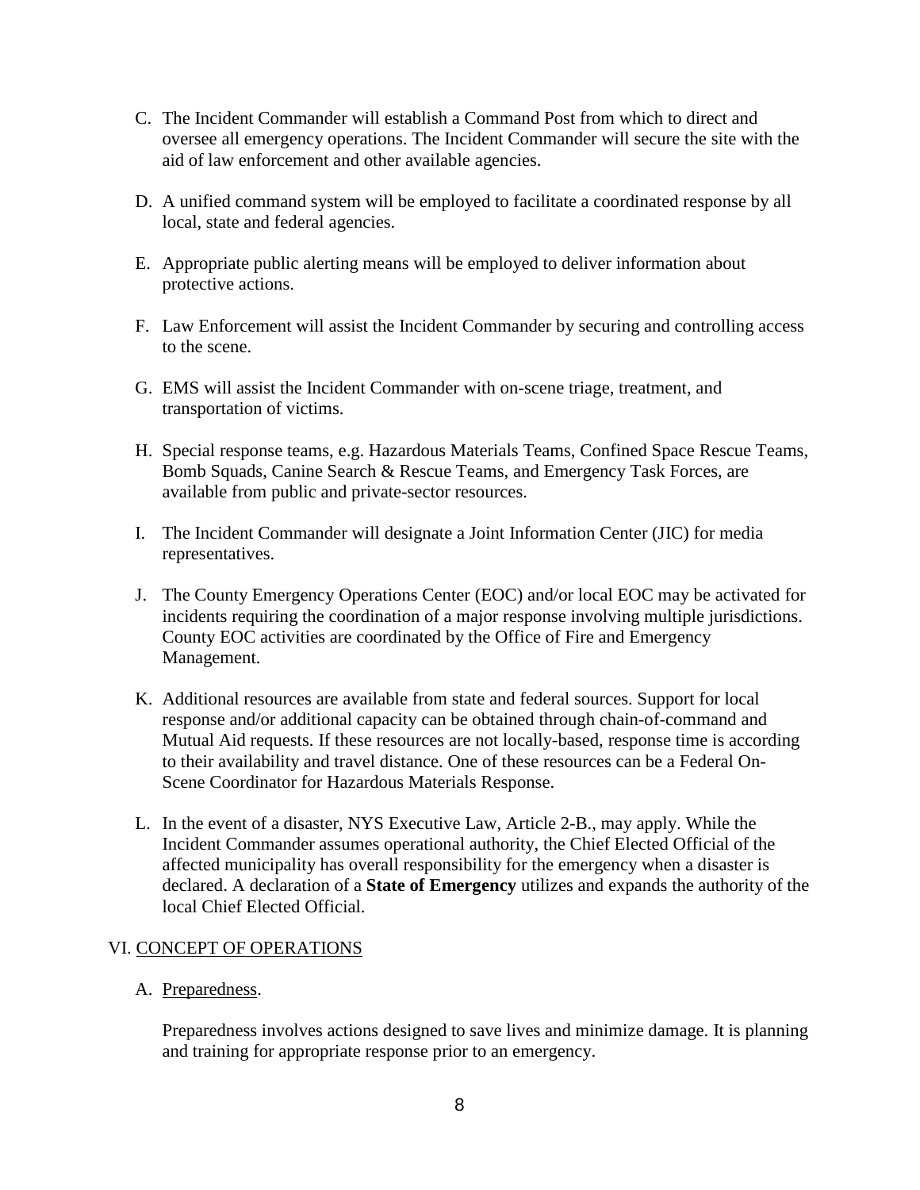C. The Incident Commander will establish a Command Post from which to direct and oversee all emergency operations. The Incident Commander will secure the site with the aid of law enforcement and other available agencies.

D. A unified command system will be employed to facilitate a coordinated response by all local, state and federal agencies.

E. Appropriate public alerting means will be employed to deliver information about protective actions.

F. Law Enforcement will assist the Incident Commander by securing and controlling access to the scene.

G. EMS will assist the Incident Commander with on-scene triage, treatment, and transportation of victims.

H. Special response teams, e.g. Hazardous Materials Teams, Confined Space Rescue Teams, Bomb Squads, Canine Search & Rescue Teams, and Emergency Task Forces, are available from public and private-sector resources.

I. The Incident Commander will designate a Joint Information Center (JIC) for media representatives.

J. The County Emergency Operations Center (EOC) and/or local EOC may be activated for incidents requiring the coordination of a major response involving multiple jurisdictions. County EOC activities are coordinated by the Office of Fire and Emergency Management.

K. Additional resources are available from state and federal sources. Support for local response and/or additional capacity can be obtained through chain-of-command and Mutual Aid requests. If these resources are not locally-based, response time is according to their availability and travel distance. One of these resources can be a Federal On-Scene Coordinator for Hazardous Materials Response.

L. In the event of a disaster, NYS Executive Law, Article 2-B., may apply. While the Incident Commander assumes operational authority, the Chief Elected Official of the affected municipality has overall responsibility for the emergency when a disaster is declared. A declaration of a **State of Emergency** utilizes and expands the authority of the local Chief Elected Official.

## VI. CONCEPT OF OPERATIONS

### A. Preparedness.

Preparedness involves actions designed to save lives and minimize damage. It is planning and training for appropriate response prior to an emergency.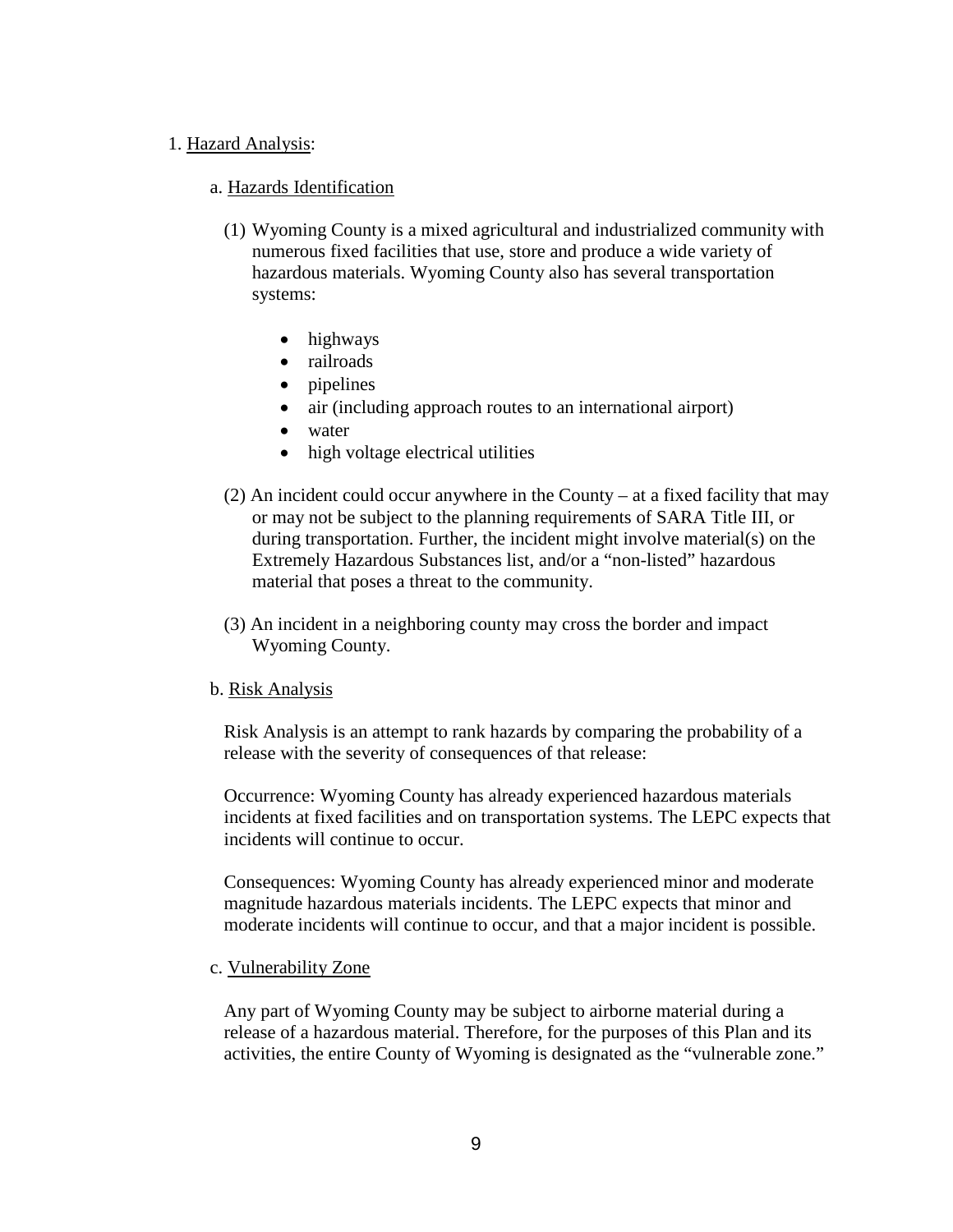1. <u>Hazard Analysis</u>:

   a. <u>Hazards Identification</u>

   (1) Wyoming County is a mixed agricultural and industrialized community with numerous fixed facilities that use, store and produce a wide variety of hazardous materials. Wyoming County also has several transportation systems:

   - highways
   - railroads
   - pipelines
   - air (including approach routes to an international airport)
   - water
   - high voltage electrical utilities

   (2) An incident could occur anywhere in the County – at a fixed facility that may or may not be subject to the planning requirements of SARA Title III, or during transportation. Further, the incident might involve material(s) on the Extremely Hazardous Substances list, and/or a "non-listed" hazardous material that poses a threat to the community.

   (3) An incident in a neighboring county may cross the border and impact Wyoming County.

   b. <u>Risk Analysis</u>

   Risk Analysis is an attempt to rank hazards by comparing the probability of a release with the severity of consequences of that release:

   Occurrence: Wyoming County has already experienced hazardous materials incidents at fixed facilities and on transportation systems. The LEPC expects that incidents will continue to occur.

   Consequences: Wyoming County has already experienced minor and moderate magnitude hazardous materials incidents. The LEPC expects that minor and moderate incidents will continue to occur, and that a major incident is possible.

   c. <u>Vulnerability Zone</u>

   Any part of Wyoming County may be subject to airborne material during a release of a hazardous material. Therefore, for the purposes of this Plan and its activities, the entire County of Wyoming is designated as the "vulnerable zone."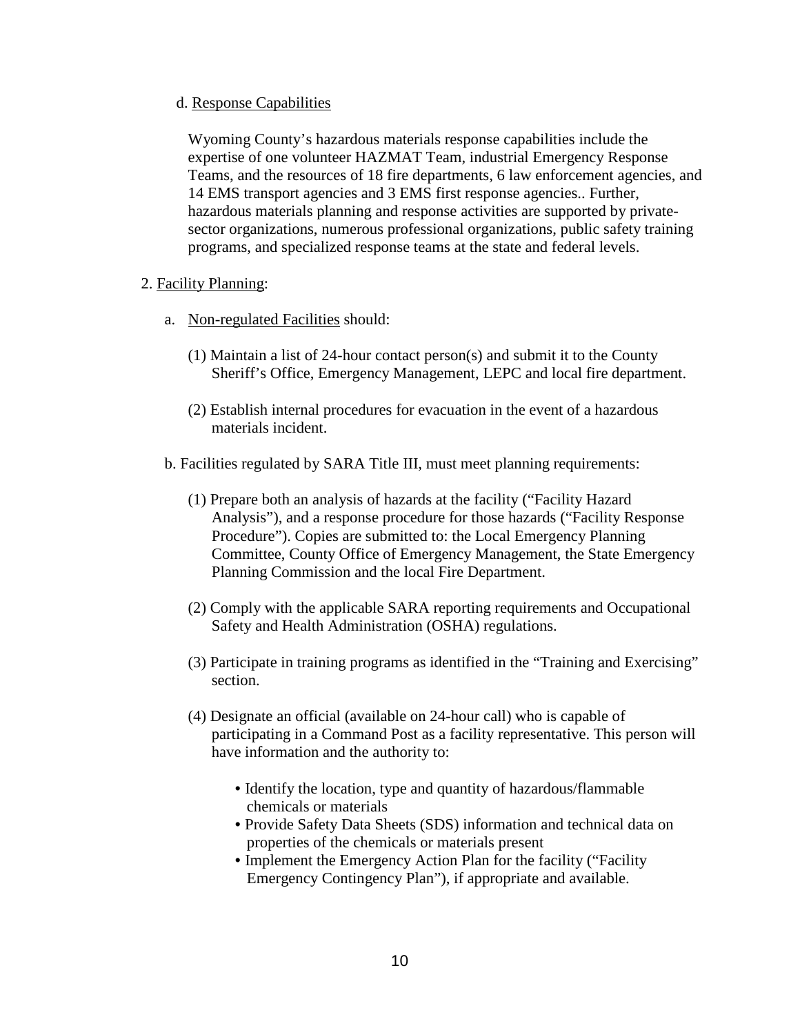d. Response Capabilities

Wyoming County's hazardous materials response capabilities include the expertise of one volunteer HAZMAT Team, industrial Emergency Response Teams, and the resources of 18 fire departments, 6 law enforcement agencies, and 14 EMS transport agencies and 3 EMS first response agencies.. Further, hazardous materials planning and response activities are supported by private-sector organizations, numerous professional organizations, public safety training programs, and specialized response teams at the state and federal levels.

2. Facility Planning:

a. Non-regulated Facilities should:

(1) Maintain a list of 24-hour contact person(s) and submit it to the County Sheriff's Office, Emergency Management, LEPC and local fire department.

(2) Establish internal procedures for evacuation in the event of a hazardous materials incident.

b. Facilities regulated by SARA Title III, must meet planning requirements:

(1) Prepare both an analysis of hazards at the facility ("Facility Hazard Analysis"), and a response procedure for those hazards ("Facility Response Procedure"). Copies are submitted to: the Local Emergency Planning Committee, County Office of Emergency Management, the State Emergency Planning Commission and the local Fire Department.

(2) Comply with the applicable SARA reporting requirements and Occupational Safety and Health Administration (OSHA) regulations.

(3) Participate in training programs as identified in the "Training and Exercising" section.

(4) Designate an official (available on 24-hour call) who is capable of participating in a Command Post as a facility representative. This person will have information and the authority to:

- Identify the location, type and quantity of hazardous/flammable chemicals or materials
- Provide Safety Data Sheets (SDS) information and technical data on properties of the chemicals or materials present
- Implement the Emergency Action Plan for the facility ("Facility Emergency Contingency Plan"), if appropriate and available.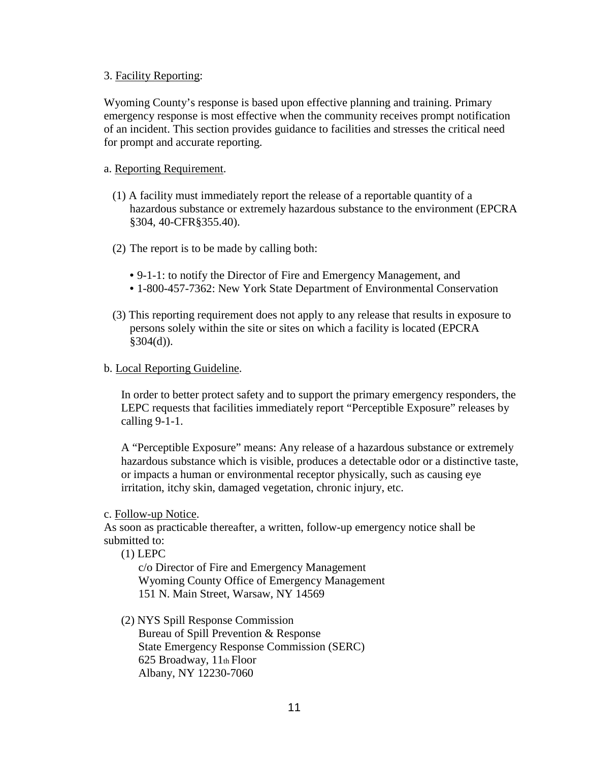3. Facility Reporting:

Wyoming County's response is based upon effective planning and training. Primary emergency response is most effective when the community receives prompt notification of an incident. This section provides guidance to facilities and stresses the critical need for prompt and accurate reporting.

a. Reporting Requirement.

(1) A facility must immediately report the release of a reportable quantity of a hazardous substance or extremely hazardous substance to the environment (EPCRA §304, 40-CFR§355.40).

(2) The report is to be made by calling both:

- 9-1-1: to notify the Director of Fire and Emergency Management, and
- 1-800-457-7362: New York State Department of Environmental Conservation

(3) This reporting requirement does not apply to any release that results in exposure to persons solely within the site or sites on which a facility is located (EPCRA §304(d)).

b. Local Reporting Guideline.

In order to better protect safety and to support the primary emergency responders, the LEPC requests that facilities immediately report "Perceptible Exposure" releases by calling 9-1-1.

A "Perceptible Exposure" means: Any release of a hazardous substance or extremely hazardous substance which is visible, produces a detectable odor or a distinctive taste, or impacts a human or environmental receptor physically, such as causing eye irritation, itchy skin, damaged vegetation, chronic injury, etc.

c. Follow-up Notice.
As soon as practicable thereafter, a written, follow-up emergency notice shall be submitted to:

(1) LEPC
c/o Director of Fire and Emergency Management
Wyoming County Office of Emergency Management
151 N. Main Street, Warsaw, NY 14569

(2) NYS Spill Response Commission
Bureau of Spill Prevention & Response
State Emergency Response Commission (SERC)
625 Broadway, 11th Floor
Albany, NY 12230-7060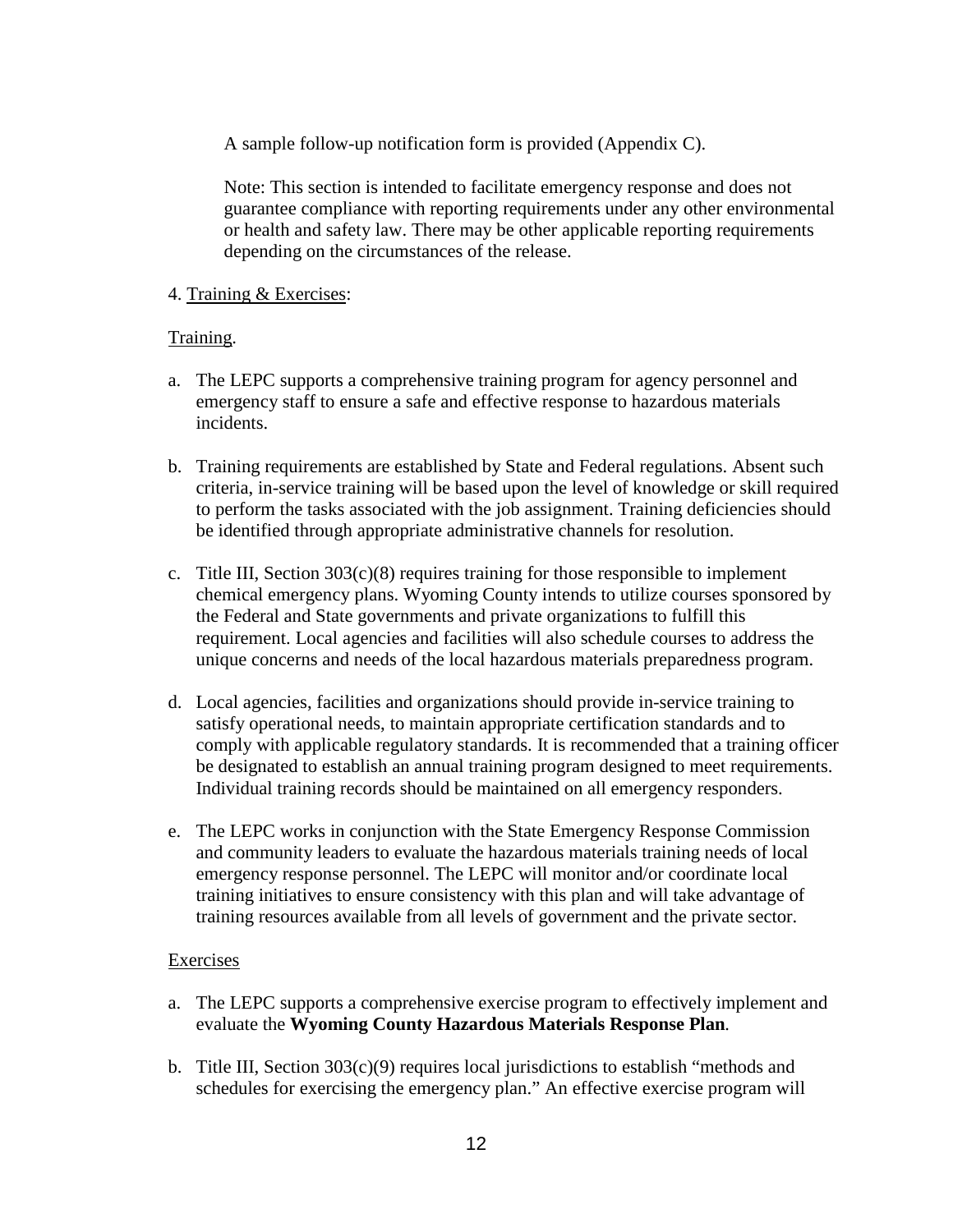A sample follow-up notification form is provided (Appendix C).

Note: This section is intended to facilitate emergency response and does not guarantee compliance with reporting requirements under any other environmental or health and safety law. There may be other applicable reporting requirements depending on the circumstances of the release.

4. Training & Exercises:

Training.

a. The LEPC supports a comprehensive training program for agency personnel and emergency staff to ensure a safe and effective response to hazardous materials incidents.

b. Training requirements are established by State and Federal regulations. Absent such criteria, in-service training will be based upon the level of knowledge or skill required to perform the tasks associated with the job assignment. Training deficiencies should be identified through appropriate administrative channels for resolution.

c. Title III, Section 303(c)(8) requires training for those responsible to implement chemical emergency plans. Wyoming County intends to utilize courses sponsored by the Federal and State governments and private organizations to fulfill this requirement. Local agencies and facilities will also schedule courses to address the unique concerns and needs of the local hazardous materials preparedness program.

d. Local agencies, facilities and organizations should provide in-service training to satisfy operational needs, to maintain appropriate certification standards and to comply with applicable regulatory standards. It is recommended that a training officer be designated to establish an annual training program designed to meet requirements. Individual training records should be maintained on all emergency responders.

e. The LEPC works in conjunction with the State Emergency Response Commission and community leaders to evaluate the hazardous materials training needs of local emergency response personnel. The LEPC will monitor and/or coordinate local training initiatives to ensure consistency with this plan and will take advantage of training resources available from all levels of government and the private sector.

Exercises

a. The LEPC supports a comprehensive exercise program to effectively implement and evaluate the **Wyoming County Hazardous Materials Response Plan**.

b. Title III, Section 303(c)(9) requires local jurisdictions to establish "methods and schedules for exercising the emergency plan." An effective exercise program will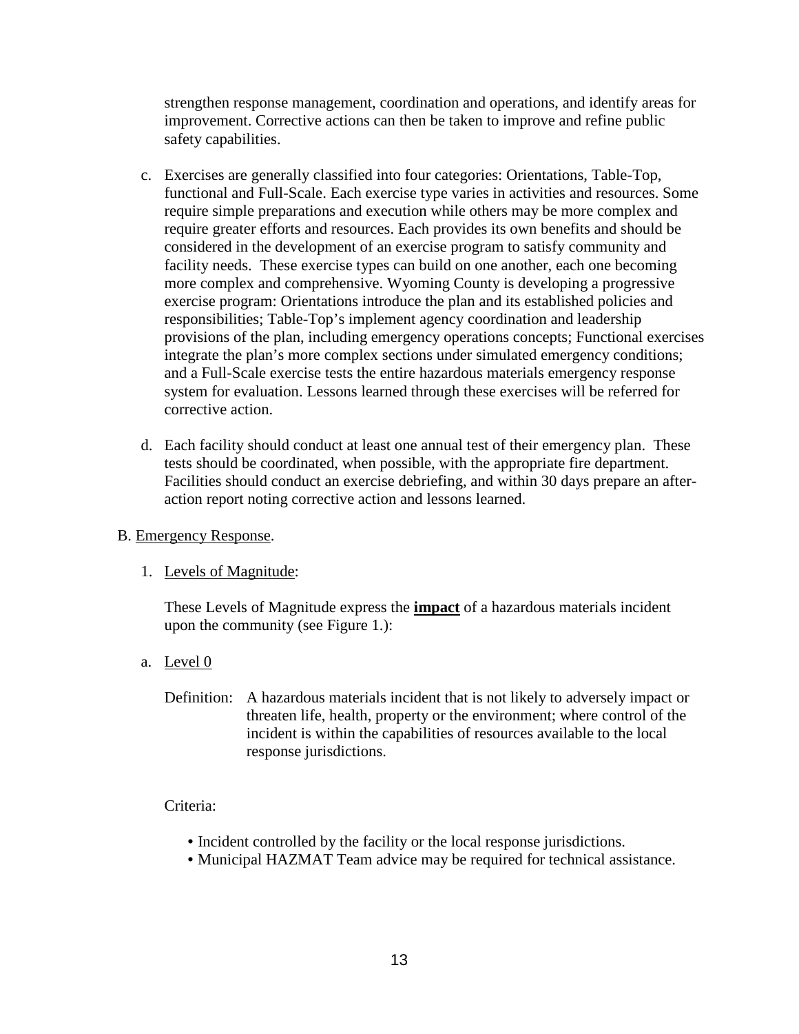strengthen response management, coordination and operations, and identify areas for improvement. Corrective actions can then be taken to improve and refine public safety capabilities.

c. Exercises are generally classified into four categories: Orientations, Table-Top, functional and Full-Scale. Each exercise type varies in activities and resources. Some require simple preparations and execution while others may be more complex and require greater efforts and resources. Each provides its own benefits and should be considered in the development of an exercise program to satisfy community and facility needs. These exercise types can build on one another, each one becoming more complex and comprehensive. Wyoming County is developing a progressive exercise program: Orientations introduce the plan and its established policies and responsibilities; Table-Top's implement agency coordination and leadership provisions of the plan, including emergency operations concepts; Functional exercises integrate the plan's more complex sections under simulated emergency conditions; and a Full-Scale exercise tests the entire hazardous materials emergency response system for evaluation. Lessons learned through these exercises will be referred for corrective action.

d. Each facility should conduct at least one annual test of their emergency plan. These tests should be coordinated, when possible, with the appropriate fire department. Facilities should conduct an exercise debriefing, and within 30 days prepare an after-action report noting corrective action and lessons learned.

B. Emergency Response.

1. Levels of Magnitude:

These Levels of Magnitude express the **impact** of a hazardous materials incident upon the community (see Figure 1.):

a. Level 0

Definition: A hazardous materials incident that is not likely to adversely impact or threaten life, health, property or the environment; where control of the incident is within the capabilities of resources available to the local response jurisdictions.

Criteria:

- Incident controlled by the facility or the local response jurisdictions.
- Municipal HAZMAT Team advice may be required for technical assistance.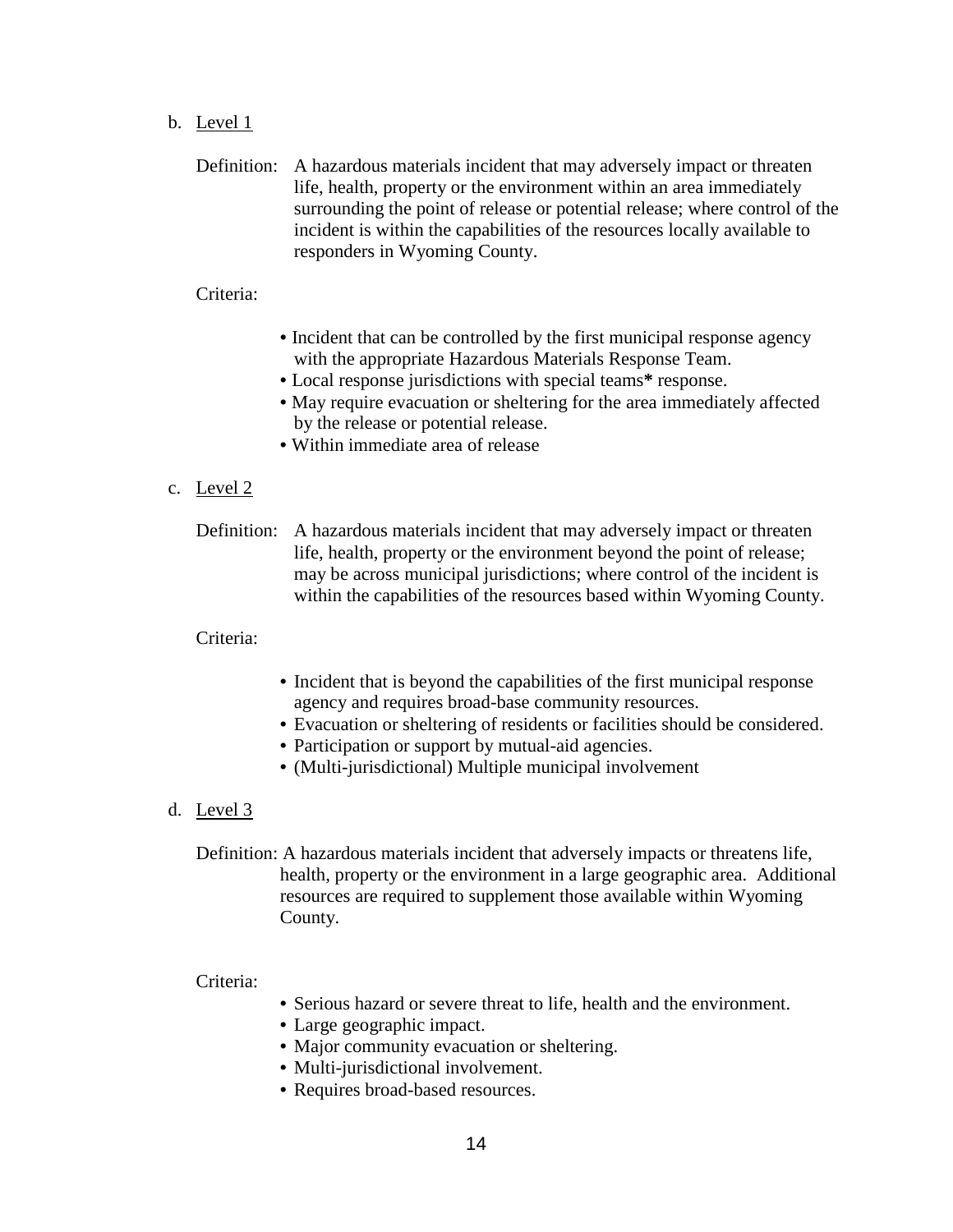b. <u>Level 1</u>

Definition: A hazardous materials incident that may adversely impact or threaten life, health, property or the environment within an area immediately surrounding the point of release or potential release; where control of the incident is within the capabilities of the resources locally available to responders in Wyoming County.

Criteria:

- Incident that can be controlled by the first municipal response agency with the appropriate Hazardous Materials Response Team.
- Local response jurisdictions with special teams**\*** response.
- May require evacuation or sheltering for the area immediately affected by the release or potential release.
- Within immediate area of release

c. <u>Level 2</u>

Definition: A hazardous materials incident that may adversely impact or threaten life, health, property or the environment beyond the point of release; may be across municipal jurisdictions; where control of the incident is within the capabilities of the resources based within Wyoming County.

Criteria:

- Incident that is beyond the capabilities of the first municipal response agency and requires broad-base community resources.
- Evacuation or sheltering of residents or facilities should be considered.
- Participation or support by mutual-aid agencies.
- (Multi-jurisdictional) Multiple municipal involvement

d. <u>Level 3</u>

Definition: A hazardous materials incident that adversely impacts or threatens life, health, property or the environment in a large geographic area. Additional resources are required to supplement those available within Wyoming County.

Criteria:

- Serious hazard or severe threat to life, health and the environment.
- Large geographic impact.
- Major community evacuation or sheltering.
- Multi-jurisdictional involvement.
- Requires broad-based resources.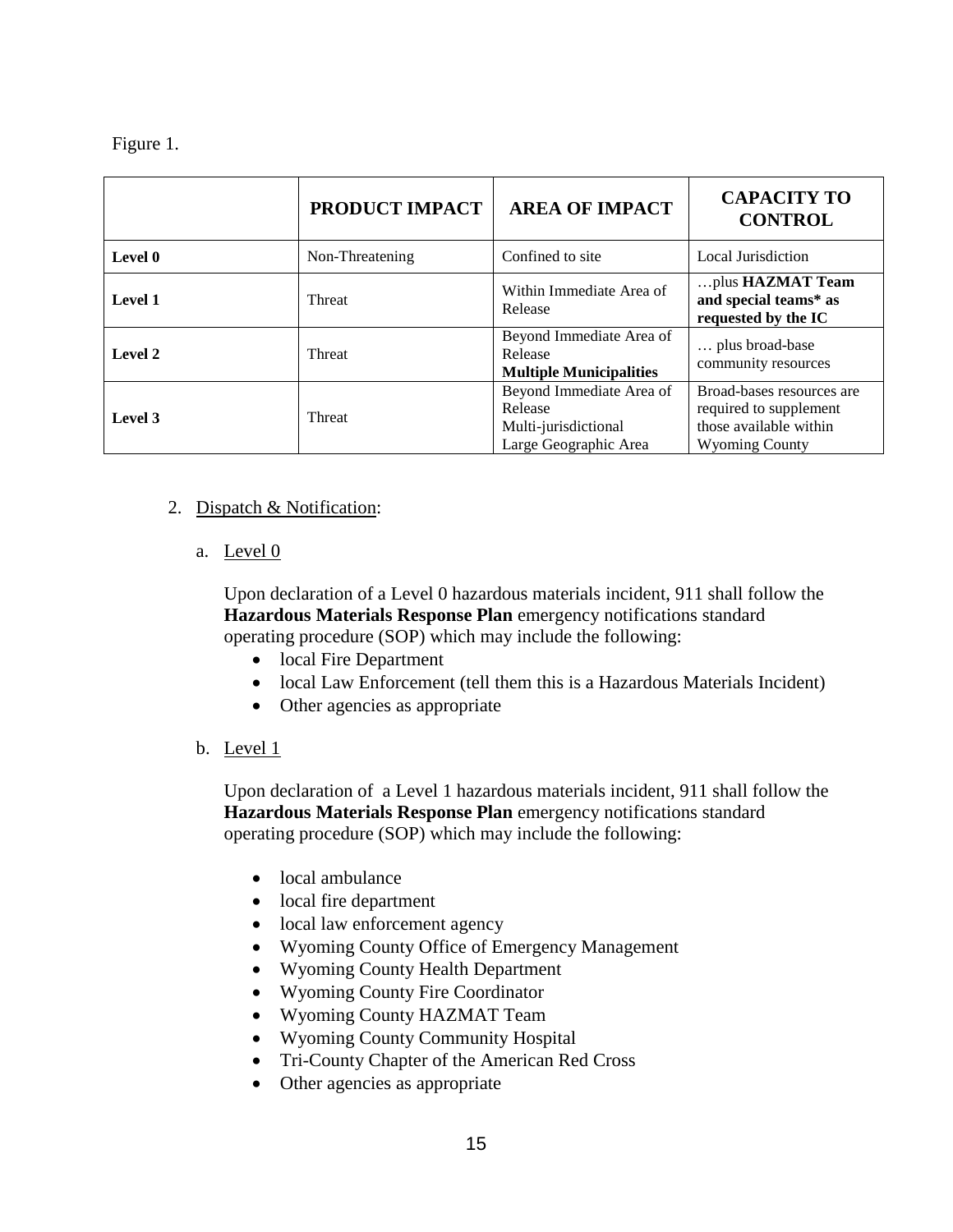Figure 1.

| | PRODUCT IMPACT | AREA OF IMPACT | CAPACITY TO CONTROL |
|---|---|---|---|
| **Level 0** | Non-Threatening | Confined to site | Local Jurisdiction |
| **Level 1** | Threat | Within Immediate Area of Release | …plus **HAZMAT Team and special teams* as requested by the IC** |
| **Level 2** | Threat | Beyond Immediate Area of Release **Multiple Municipalities** | … plus broad-base community resources |
| **Level 3** | Threat | Beyond Immediate Area of Release Multi-jurisdictional Large Geographic Area | Broad-bases resources are required to supplement those available within Wyoming County |

2. Dispatch & Notification:

   a. Level 0

      Upon declaration of a Level 0 hazardous materials incident, 911 shall follow the **Hazardous Materials Response Plan** emergency notifications standard operating procedure (SOP) which may include the following:

      - local Fire Department
      - local Law Enforcement (tell them this is a Hazardous Materials Incident)
      - Other agencies as appropriate

   b. Level 1

      Upon declaration of a Level 1 hazardous materials incident, 911 shall follow the **Hazardous Materials Response Plan** emergency notifications standard operating procedure (SOP) which may include the following:

      - local ambulance
      - local fire department
      - local law enforcement agency
      - Wyoming County Office of Emergency Management
      - Wyoming County Health Department
      - Wyoming County Fire Coordinator
      - Wyoming County HAZMAT Team
      - Wyoming County Community Hospital
      - Tri-County Chapter of the American Red Cross
      - Other agencies as appropriate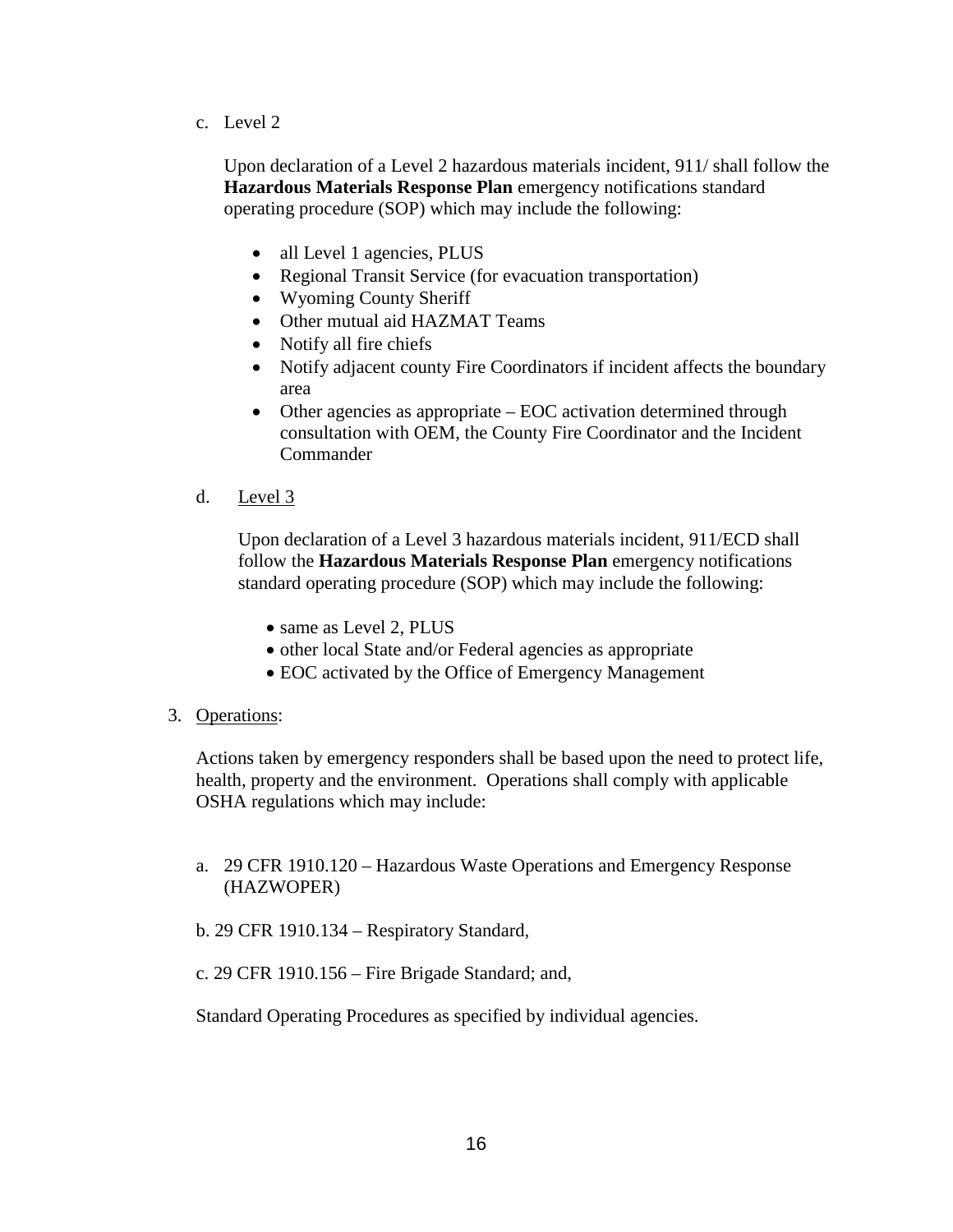c. Level 2

Upon declaration of a Level 2 hazardous materials incident, 911/ shall follow the **Hazardous Materials Response Plan** emergency notifications standard operating procedure (SOP) which may include the following:

- all Level 1 agencies, PLUS
- Regional Transit Service (for evacuation transportation)
- Wyoming County Sheriff
- Other mutual aid HAZMAT Teams
- Notify all fire chiefs
- Notify adjacent county Fire Coordinators if incident affects the boundary area
- Other agencies as appropriate – EOC activation determined through consultation with OEM, the County Fire Coordinator and the Incident Commander

d. Level 3

Upon declaration of a Level 3 hazardous materials incident, 911/ECD shall follow the **Hazardous Materials Response Plan** emergency notifications standard operating procedure (SOP) which may include the following:

- same as Level 2, PLUS
- other local State and/or Federal agencies as appropriate
- EOC activated by the Office of Emergency Management

3. Operations:

Actions taken by emergency responders shall be based upon the need to protect life, health, property and the environment. Operations shall comply with applicable OSHA regulations which may include:

a. 29 CFR 1910.120 – Hazardous Waste Operations and Emergency Response (HAZWOPER)

b. 29 CFR 1910.134 – Respiratory Standard,

c. 29 CFR 1910.156 – Fire Brigade Standard; and,

Standard Operating Procedures as specified by individual agencies.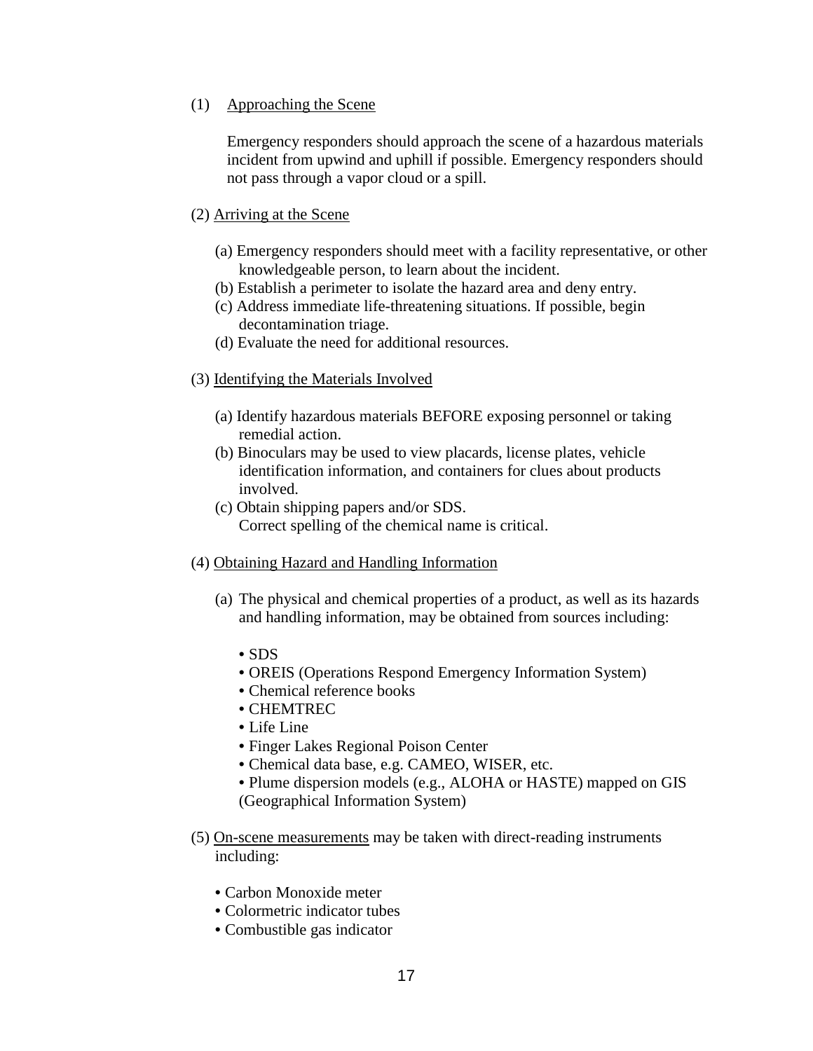(1) Approaching the Scene

Emergency responders should approach the scene of a hazardous materials incident from upwind and uphill if possible. Emergency responders should not pass through a vapor cloud or a spill.

(2) Arriving at the Scene

(a) Emergency responders should meet with a facility representative, or other knowledgeable person, to learn about the incident.
(b) Establish a perimeter to isolate the hazard area and deny entry.
(c) Address immediate life-threatening situations. If possible, begin decontamination triage.
(d) Evaluate the need for additional resources.

(3) Identifying the Materials Involved

(a) Identify hazardous materials BEFORE exposing personnel or taking remedial action.
(b) Binoculars may be used to view placards, license plates, vehicle identification information, and containers for clues about products involved.
(c) Obtain shipping papers and/or SDS.
Correct spelling of the chemical name is critical.

(4) Obtaining Hazard and Handling Information

(a) The physical and chemical properties of a product, as well as its hazards and handling information, may be obtained from sources including:

- SDS
- OREIS (Operations Respond Emergency Information System)
- Chemical reference books
- CHEMTREC
- Life Line
- Finger Lakes Regional Poison Center
- Chemical data base, e.g. CAMEO, WISER, etc.
- Plume dispersion models (e.g., ALOHA or HASTE) mapped on GIS (Geographical Information System)

(5) On-scene measurements may be taken with direct-reading instruments including:

- Carbon Monoxide meter
- Colormetric indicator tubes
- Combustible gas indicator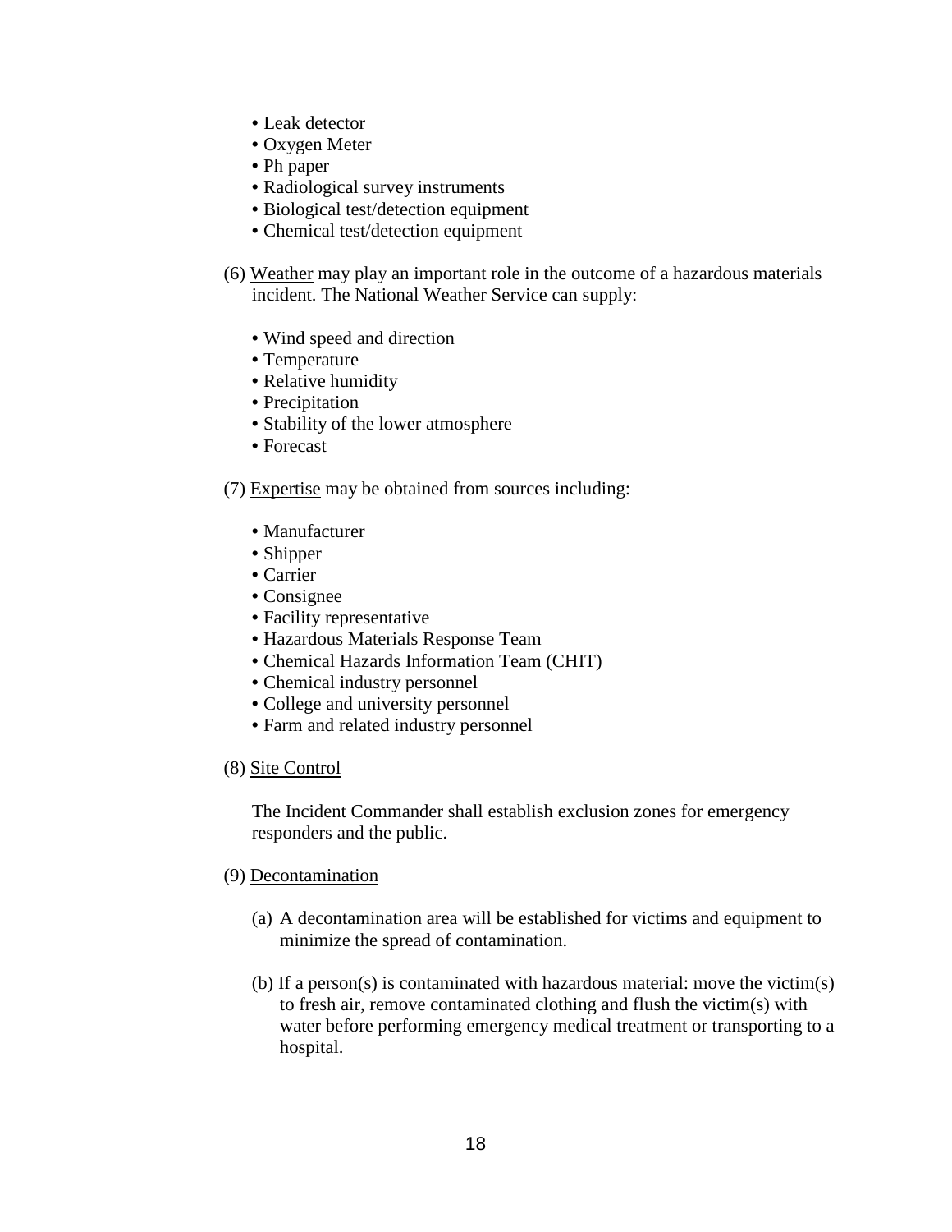- Leak detector
- Oxygen Meter
- Ph paper
- Radiological survey instruments
- Biological test/detection equipment
- Chemical test/detection equipment

(6) Weather may play an important role in the outcome of a hazardous materials incident. The National Weather Service can supply:

- Wind speed and direction
- Temperature
- Relative humidity
- Precipitation
- Stability of the lower atmosphere
- Forecast

(7) Expertise may be obtained from sources including:

- Manufacturer
- Shipper
- Carrier
- Consignee
- Facility representative
- Hazardous Materials Response Team
- Chemical Hazards Information Team (CHIT)
- Chemical industry personnel
- College and university personnel
- Farm and related industry personnel

(8) Site Control

The Incident Commander shall establish exclusion zones for emergency responders and the public.

(9) Decontamination

(a) A decontamination area will be established for victims and equipment to minimize the spread of contamination.

(b) If a person(s) is contaminated with hazardous material: move the victim(s) to fresh air, remove contaminated clothing and flush the victim(s) with water before performing emergency medical treatment or transporting to a hospital.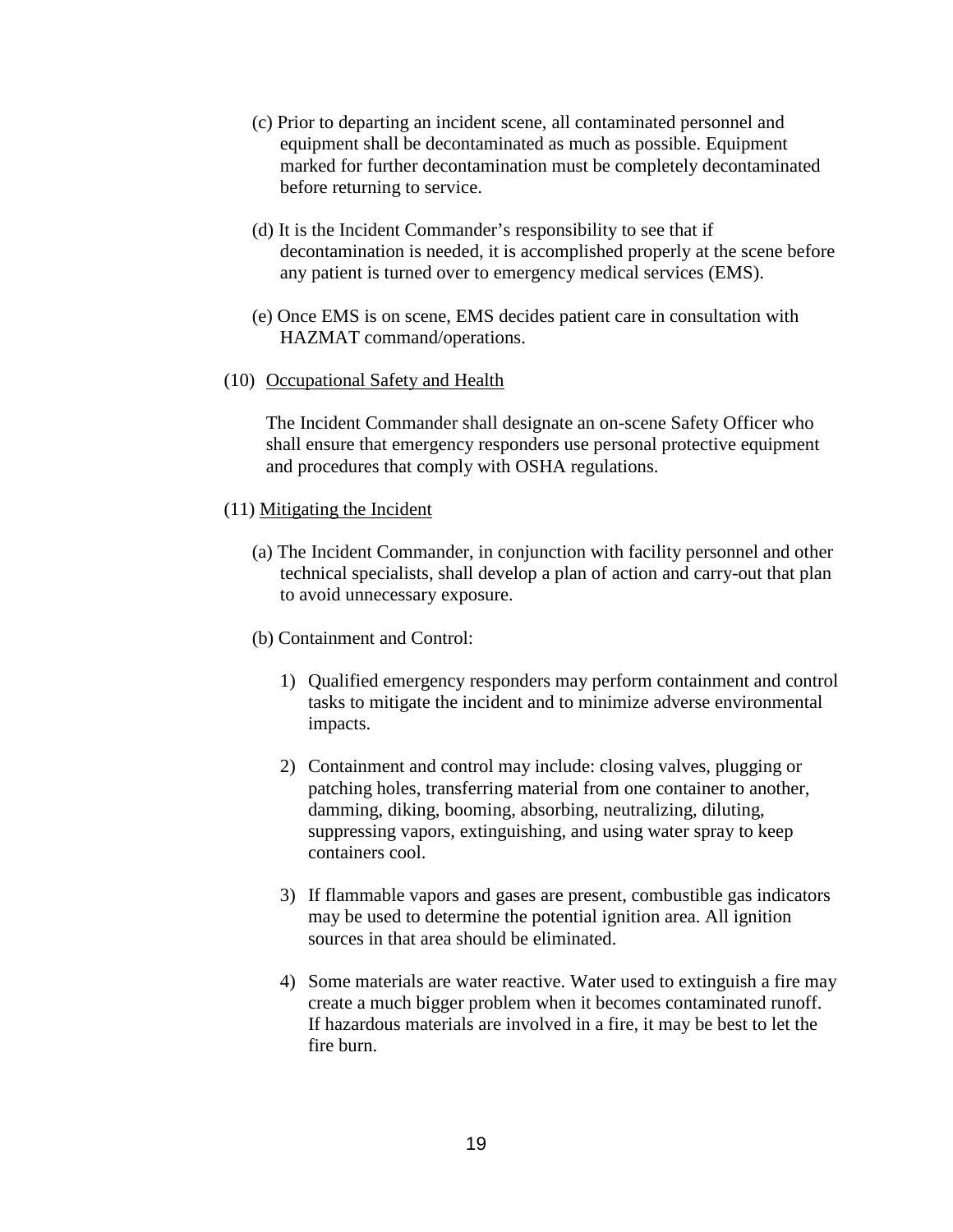(c) Prior to departing an incident scene, all contaminated personnel and equipment shall be decontaminated as much as possible. Equipment marked for further decontamination must be completely decontaminated before returning to service.

(d) It is the Incident Commander's responsibility to see that if decontamination is needed, it is accomplished properly at the scene before any patient is turned over to emergency medical services (EMS).

(e) Once EMS is on scene, EMS decides patient care in consultation with HAZMAT command/operations.

(10) Occupational Safety and Health

The Incident Commander shall designate an on-scene Safety Officer who shall ensure that emergency responders use personal protective equipment and procedures that comply with OSHA regulations.

(11) Mitigating the Incident

(a) The Incident Commander, in conjunction with facility personnel and other technical specialists, shall develop a plan of action and carry-out that plan to avoid unnecessary exposure.

(b) Containment and Control:

1) Qualified emergency responders may perform containment and control tasks to mitigate the incident and to minimize adverse environmental impacts.

2) Containment and control may include: closing valves, plugging or patching holes, transferring material from one container to another, damming, diking, booming, absorbing, neutralizing, diluting, suppressing vapors, extinguishing, and using water spray to keep containers cool.

3) If flammable vapors and gases are present, combustible gas indicators may be used to determine the potential ignition area. All ignition sources in that area should be eliminated.

4) Some materials are water reactive. Water used to extinguish a fire may create a much bigger problem when it becomes contaminated runoff. If hazardous materials are involved in a fire, it may be best to let the fire burn.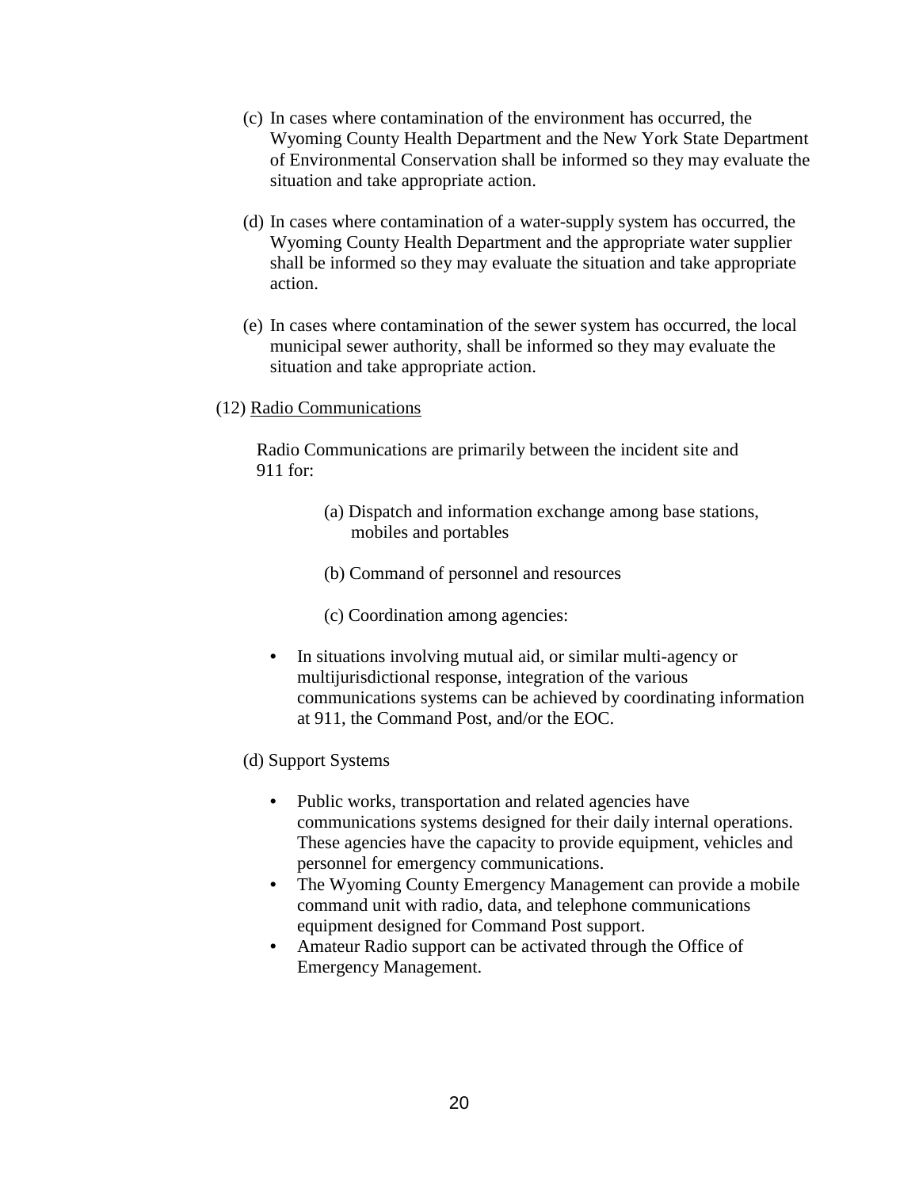(c) In cases where contamination of the environment has occurred, the Wyoming County Health Department and the New York State Department of Environmental Conservation shall be informed so they may evaluate the situation and take appropriate action.

(d) In cases where contamination of a water-supply system has occurred, the Wyoming County Health Department and the appropriate water supplier shall be informed so they may evaluate the situation and take appropriate action.

(e) In cases where contamination of the sewer system has occurred, the local municipal sewer authority, shall be informed so they may evaluate the situation and take appropriate action.

(12) Radio Communications

Radio Communications are primarily between the incident site and 911 for:

(a) Dispatch and information exchange among base stations, mobiles and portables

(b) Command of personnel and resources

(c) Coordination among agencies:

- In situations involving mutual aid, or similar multi-agency or multijurisdictional response, integration of the various communications systems can be achieved by coordinating information at 911, the Command Post, and/or the EOC.

(d) Support Systems

- Public works, transportation and related agencies have communications systems designed for their daily internal operations. These agencies have the capacity to provide equipment, vehicles and personnel for emergency communications.
- The Wyoming County Emergency Management can provide a mobile command unit with radio, data, and telephone communications equipment designed for Command Post support.
- Amateur Radio support can be activated through the Office of Emergency Management.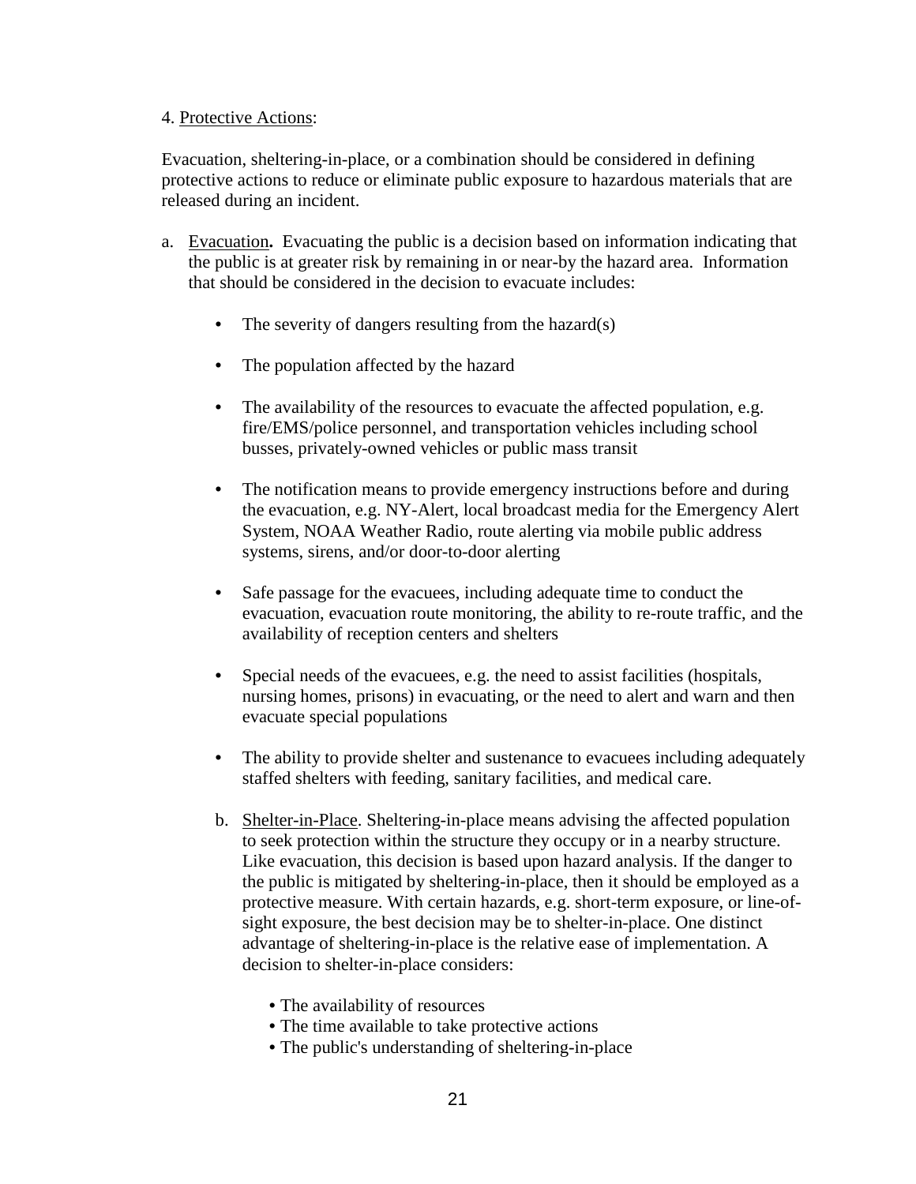4. Protective Actions:

Evacuation, sheltering-in-place, or a combination should be considered in defining protective actions to reduce or eliminate public exposure to hazardous materials that are released during an incident.

a. Evacuation**.** Evacuating the public is a decision based on information indicating that the public is at greater risk by remaining in or near-by the hazard area. Information that should be considered in the decision to evacuate includes:

    - The severity of dangers resulting from the hazard(s)
    - The population affected by the hazard
    - The availability of the resources to evacuate the affected population, e.g. fire/EMS/police personnel, and transportation vehicles including school busses, privately-owned vehicles or public mass transit
    - The notification means to provide emergency instructions before and during the evacuation, e.g. NY-Alert, local broadcast media for the Emergency Alert System, NOAA Weather Radio, route alerting via mobile public address systems, sirens, and/or door-to-door alerting
    - Safe passage for the evacuees, including adequate time to conduct the evacuation, evacuation route monitoring, the ability to re-route traffic, and the availability of reception centers and shelters
    - Special needs of the evacuees, e.g. the need to assist facilities (hospitals, nursing homes, prisons) in evacuating, or the need to alert and warn and then evacuate special populations
    - The ability to provide shelter and sustenance to evacuees including adequately staffed shelters with feeding, sanitary facilities, and medical care.

b. Shelter-in-Place. Sheltering-in-place means advising the affected population to seek protection within the structure they occupy or in a nearby structure. Like evacuation, this decision is based upon hazard analysis. If the danger to the public is mitigated by sheltering-in-place, then it should be employed as a protective measure. With certain hazards, e.g. short-term exposure, or line-of-sight exposure, the best decision may be to shelter-in-place. One distinct advantage of sheltering-in-place is the relative ease of implementation. A decision to shelter-in-place considers:

    - The availability of resources
    - The time available to take protective actions
    - The public's understanding of sheltering-in-place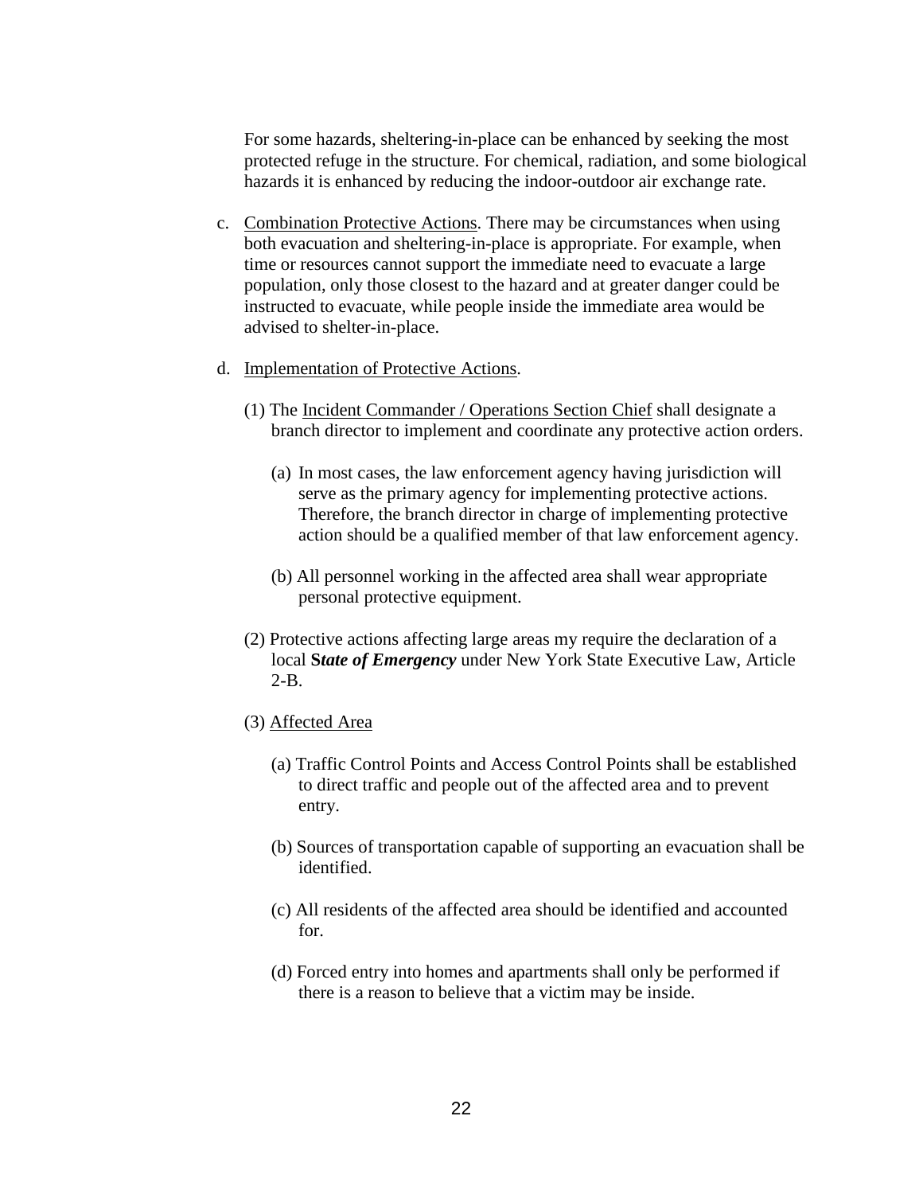For some hazards, sheltering-in-place can be enhanced by seeking the most protected refuge in the structure. For chemical, radiation, and some biological hazards it is enhanced by reducing the indoor-outdoor air exchange rate.

c. Combination Protective Actions. There may be circumstances when using both evacuation and sheltering-in-place is appropriate. For example, when time or resources cannot support the immediate need to evacuate a large population, only those closest to the hazard and at greater danger could be instructed to evacuate, while people inside the immediate area would be advised to shelter-in-place.

d. Implementation of Protective Actions.

   (1) The Incident Commander / Operations Section Chief shall designate a branch director to implement and coordinate any protective action orders.

      (a) In most cases, the law enforcement agency having jurisdiction will serve as the primary agency for implementing protective actions. Therefore, the branch director in charge of implementing protective action should be a qualified member of that law enforcement agency.

      (b) All personnel working in the affected area shall wear appropriate personal protective equipment.

   (2) Protective actions affecting large areas my require the declaration of a local ***State of Emergency*** under New York State Executive Law, Article 2-B.

   (3) Affected Area

      (a) Traffic Control Points and Access Control Points shall be established to direct traffic and people out of the affected area and to prevent entry.

      (b) Sources of transportation capable of supporting an evacuation shall be identified.

      (c) All residents of the affected area should be identified and accounted for.

      (d) Forced entry into homes and apartments shall only be performed if there is a reason to believe that a victim may be inside.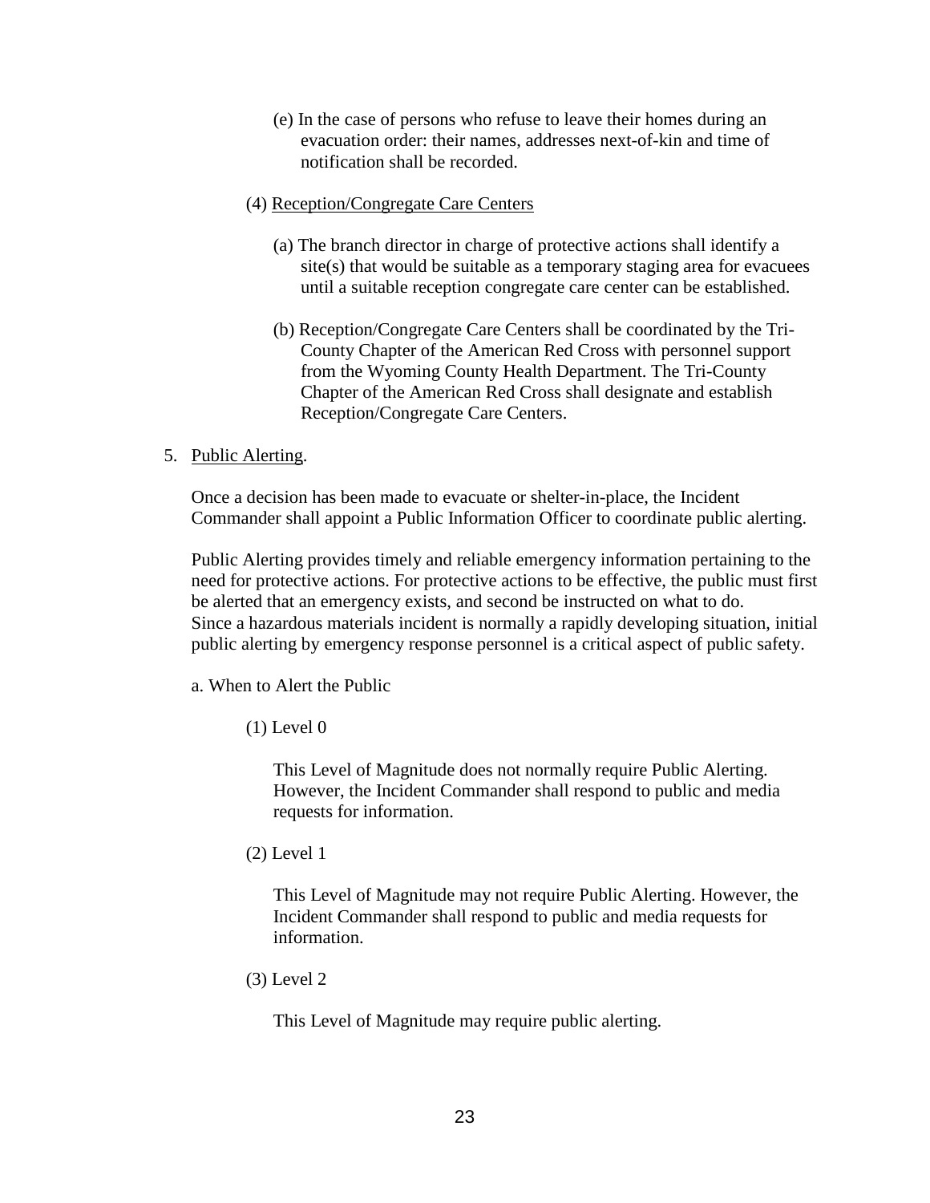(e) In the case of persons who refuse to leave their homes during an evacuation order: their names, addresses next-of-kin and time of notification shall be recorded.

(4) Reception/Congregate Care Centers

(a) The branch director in charge of protective actions shall identify a site(s) that would be suitable as a temporary staging area for evacuees until a suitable reception congregate care center can be established.

(b) Reception/Congregate Care Centers shall be coordinated by the Tri-County Chapter of the American Red Cross with personnel support from the Wyoming County Health Department. The Tri-County Chapter of the American Red Cross shall designate and establish Reception/Congregate Care Centers.

5. Public Alerting.

Once a decision has been made to evacuate or shelter-in-place, the Incident Commander shall appoint a Public Information Officer to coordinate public alerting.

Public Alerting provides timely and reliable emergency information pertaining to the need for protective actions. For protective actions to be effective, the public must first be alerted that an emergency exists, and second be instructed on what to do. Since a hazardous materials incident is normally a rapidly developing situation, initial public alerting by emergency response personnel is a critical aspect of public safety.

a. When to Alert the Public

(1) Level 0

This Level of Magnitude does not normally require Public Alerting. However, the Incident Commander shall respond to public and media requests for information.

(2) Level 1

This Level of Magnitude may not require Public Alerting. However, the Incident Commander shall respond to public and media requests for information.

(3) Level 2

This Level of Magnitude may require public alerting.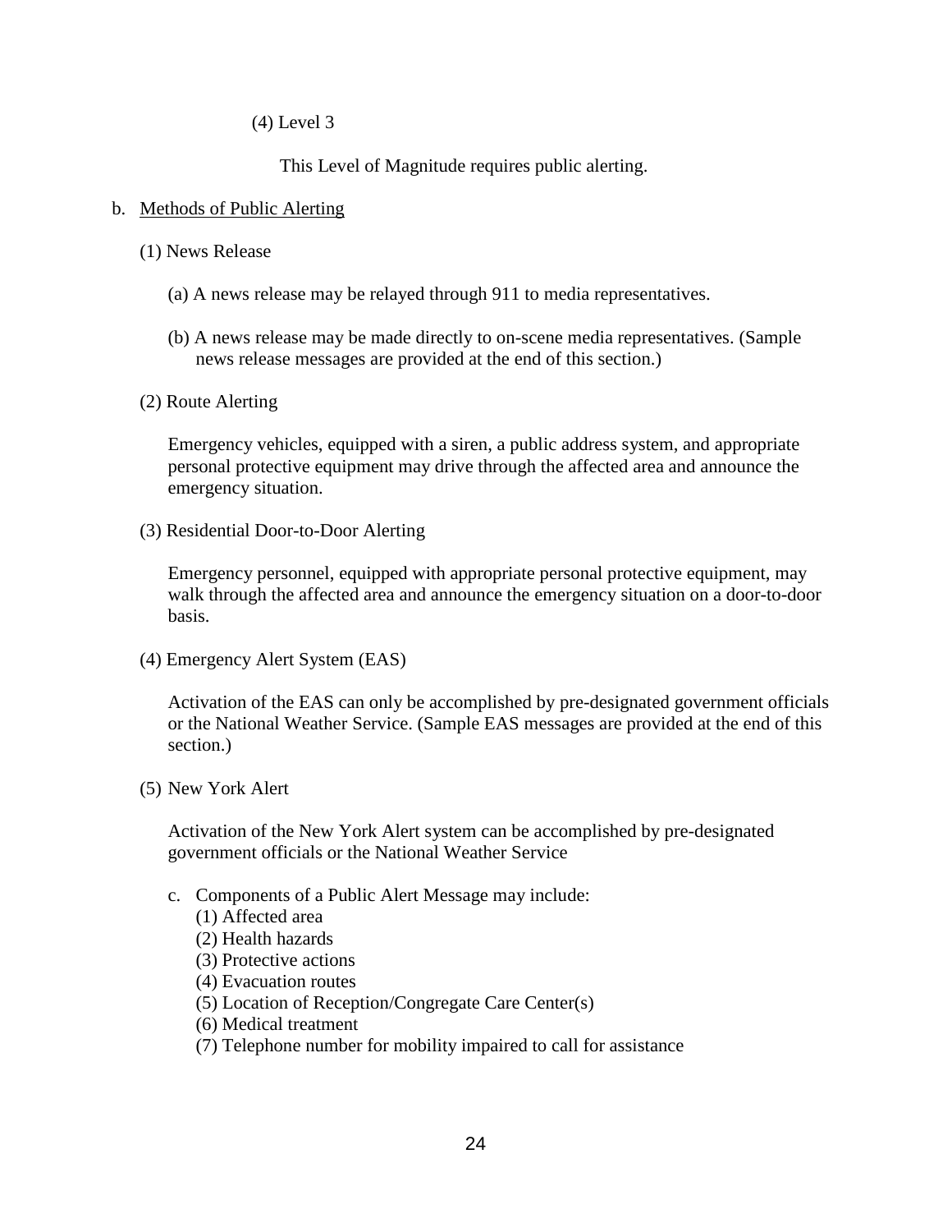(4) Level 3

This Level of Magnitude requires public alerting.

b. Methods of Public Alerting

(1) News Release

(a) A news release may be relayed through 911 to media representatives.

(b) A news release may be made directly to on-scene media representatives. (Sample news release messages are provided at the end of this section.)

(2) Route Alerting

Emergency vehicles, equipped with a siren, a public address system, and appropriate personal protective equipment may drive through the affected area and announce the emergency situation.

(3) Residential Door-to-Door Alerting

Emergency personnel, equipped with appropriate personal protective equipment, may walk through the affected area and announce the emergency situation on a door-to-door basis.

(4) Emergency Alert System (EAS)

Activation of the EAS can only be accomplished by pre-designated government officials or the National Weather Service. (Sample EAS messages are provided at the end of this section.)

(5) New York Alert

Activation of the New York Alert system can be accomplished by pre-designated government officials or the National Weather Service

c. Components of a Public Alert Message may include:

(1) Affected area
(2) Health hazards
(3) Protective actions
(4) Evacuation routes
(5) Location of Reception/Congregate Care Center(s)
(6) Medical treatment
(7) Telephone number for mobility impaired to call for assistance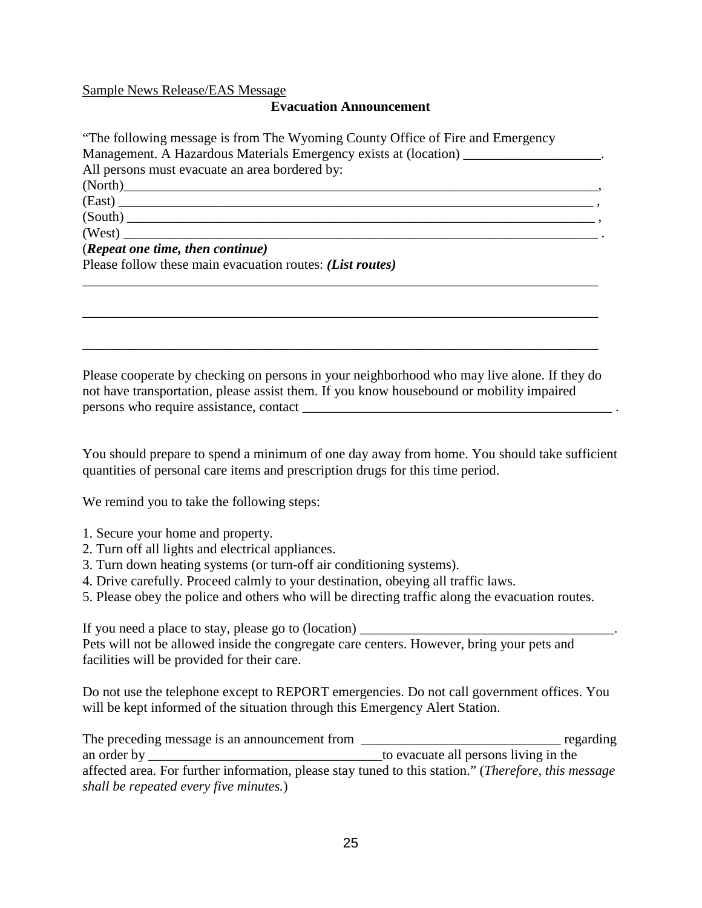Sample News Release/EAS Message

**Evacuation Announcement**

"The following message is from The Wyoming County Office of Fire and Emergency Management. A Hazardous Materials Emergency exists at (location) ____________________.
All persons must evacuate an area bordered by:
(North)________________________________________________________________________,
(East) ________________________________________________________________________ ,
(South) _______________________________________________________________________ ,
(West) ________________________________________________________________________ .
(***Repeat one time, then continue)***
Please follow these main evacuation routes: ***(List routes)***

_______________________________________________________________________________

_______________________________________________________________________________

_______________________________________________________________________________

Please cooperate by checking on persons in your neighborhood who may live alone. If they do not have transportation, please assist them. If you know housebound or mobility impaired persons who require assistance, contact _______________________________________________ .

You should prepare to spend a minimum of one day away from home. You should take sufficient quantities of personal care items and prescription drugs for this time period.

We remind you to take the following steps:

1. Secure your home and property.
2. Turn off all lights and electrical appliances.
3. Turn down heating systems (or turn-off air conditioning systems).
4. Drive carefully. Proceed calmly to your destination, obeying all traffic laws.
5. Please obey the police and others who will be directing traffic along the evacuation routes.

If you need a place to stay, please go to (location) ______________________________________.
Pets will not be allowed inside the congregate care centers. However, bring your pets and facilities will be provided for their care.

Do not use the telephone except to REPORT emergencies. Do not call government offices. You will be kept informed of the situation through this Emergency Alert Station.

The preceding message is an announcement from _____________________________ regarding an order by __________________________________to evacuate all persons living in the affected area. For further information, please stay tuned to this station." (*Therefore, this message shall be repeated every five minutes.*)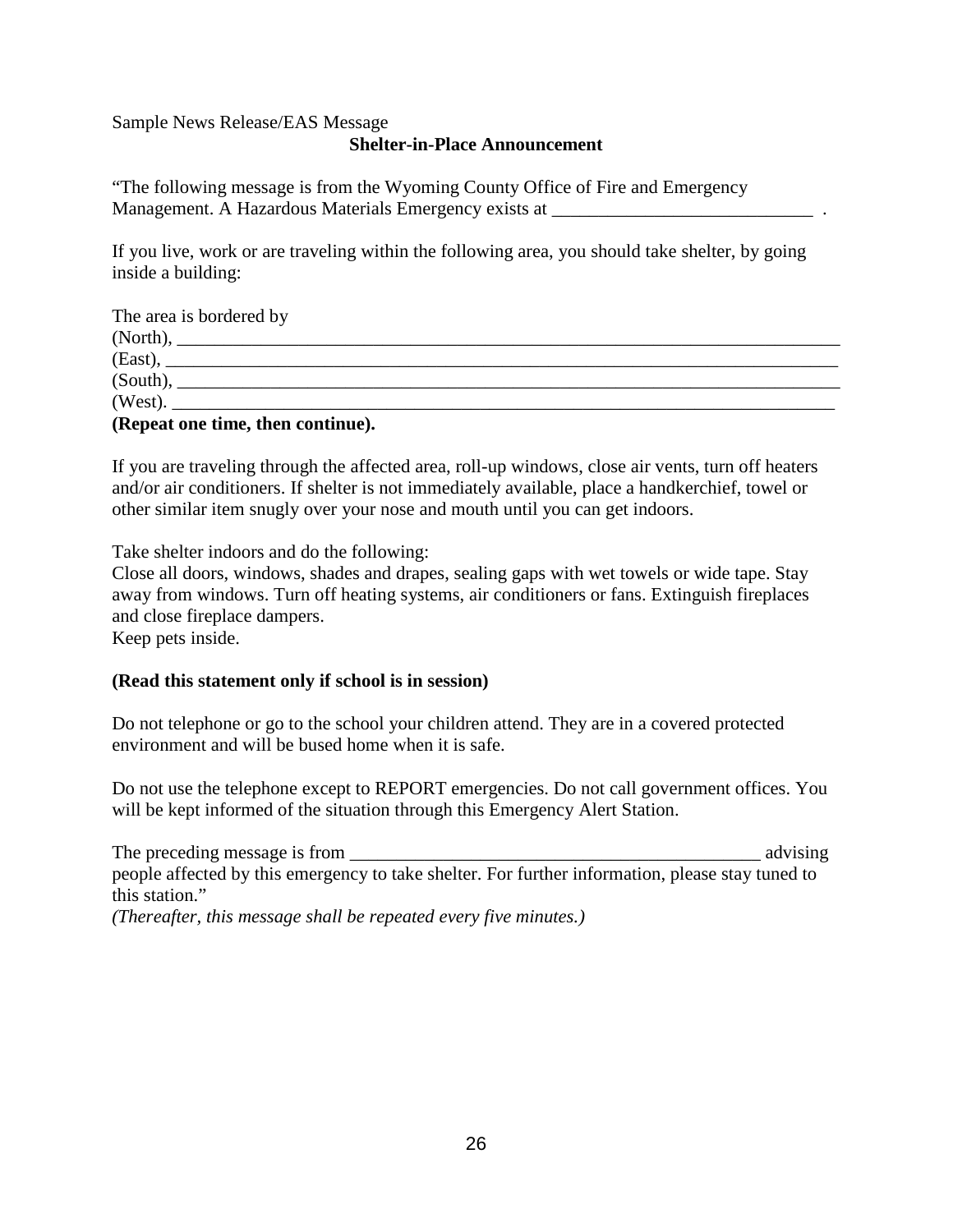Sample News Release/EAS Message

**Shelter-in-Place Announcement**

"The following message is from the Wyoming County Office of Fire and Emergency Management. A Hazardous Materials Emergency exists at ____________________________ .

If you live, work or are traveling within the following area, you should take shelter, by going inside a building:

The area is bordered by
(North), ____________________________________________________________________________
(East), _____________________________________________________________________________
(South), ____________________________________________________________________________
(West). _____________________________________________________________________________
**(Repeat one time, then continue).**

If you are traveling through the affected area, roll-up windows, close air vents, turn off heaters and/or air conditioners. If shelter is not immediately available, place a handkerchief, towel or other similar item snugly over your nose and mouth until you can get indoors.

Take shelter indoors and do the following:
Close all doors, windows, shades and drapes, sealing gaps with wet towels or wide tape. Stay away from windows. Turn off heating systems, air conditioners or fans. Extinguish fireplaces and close fireplace dampers.
Keep pets inside.

**(Read this statement only if school is in session)**

Do not telephone or go to the school your children attend. They are in a covered protected environment and will be bused home when it is safe.

Do not use the telephone except to REPORT emergencies. Do not call government offices. You will be kept informed of the situation through this Emergency Alert Station.

The preceding message is from _____________________________________________ advising people affected by this emergency to take shelter. For further information, please stay tuned to this station."
*(Thereafter, this message shall be repeated every five minutes.)*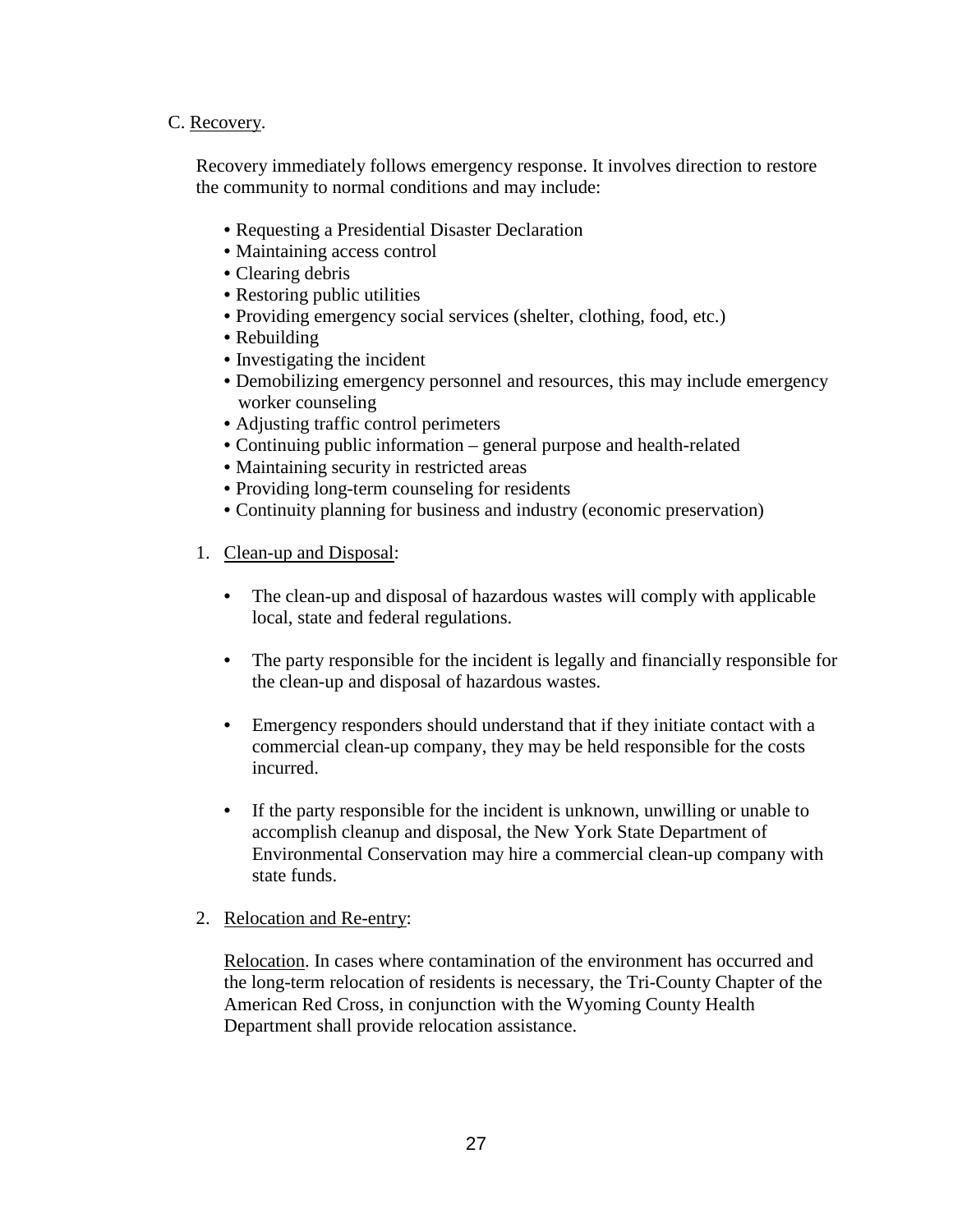C. Recovery.

Recovery immediately follows emergency response. It involves direction to restore the community to normal conditions and may include:

- Requesting a Presidential Disaster Declaration
- Maintaining access control
- Clearing debris
- Restoring public utilities
- Providing emergency social services (shelter, clothing, food, etc.)
- Rebuilding
- Investigating the incident
- Demobilizing emergency personnel and resources, this may include emergency worker counseling
- Adjusting traffic control perimeters
- Continuing public information – general purpose and health-related
- Maintaining security in restricted areas
- Providing long-term counseling for residents
- Continuity planning for business and industry (economic preservation)

1. Clean-up and Disposal:

   - The clean-up and disposal of hazardous wastes will comply with applicable local, state and federal regulations.
   - The party responsible for the incident is legally and financially responsible for the clean-up and disposal of hazardous wastes.
   - Emergency responders should understand that if they initiate contact with a commercial clean-up company, they may be held responsible for the costs incurred.
   - If the party responsible for the incident is unknown, unwilling or unable to accomplish cleanup and disposal, the New York State Department of Environmental Conservation may hire a commercial clean-up company with state funds.

2. Relocation and Re-entry:

   Relocation. In cases where contamination of the environment has occurred and the long-term relocation of residents is necessary, the Tri-County Chapter of the American Red Cross, in conjunction with the Wyoming County Health Department shall provide relocation assistance.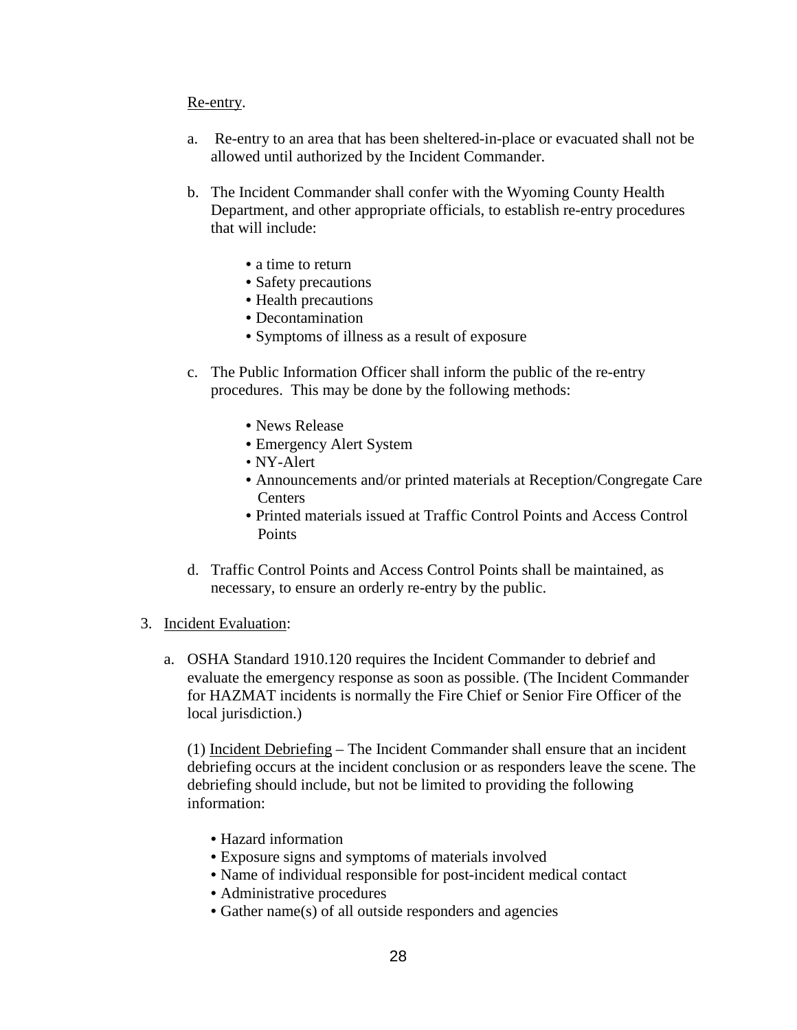Re-entry.

a. Re-entry to an area that has been sheltered-in-place or evacuated shall not be allowed until authorized by the Incident Commander.

b. The Incident Commander shall confer with the Wyoming County Health Department, and other appropriate officials, to establish re-entry procedures that will include:

- a time to return
- Safety precautions
- Health precautions
- Decontamination
- Symptoms of illness as a result of exposure

c. The Public Information Officer shall inform the public of the re-entry procedures. This may be done by the following methods:

- News Release
- Emergency Alert System
- NY-Alert
- Announcements and/or printed materials at Reception/Congregate Care Centers
- Printed materials issued at Traffic Control Points and Access Control Points

d. Traffic Control Points and Access Control Points shall be maintained, as necessary, to ensure an orderly re-entry by the public.

3. Incident Evaluation:

a. OSHA Standard 1910.120 requires the Incident Commander to debrief and evaluate the emergency response as soon as possible. (The Incident Commander for HAZMAT incidents is normally the Fire Chief or Senior Fire Officer of the local jurisdiction.)

(1) Incident Debriefing – The Incident Commander shall ensure that an incident debriefing occurs at the incident conclusion or as responders leave the scene. The debriefing should include, but not be limited to providing the following information:

- Hazard information
- Exposure signs and symptoms of materials involved
- Name of individual responsible for post-incident medical contact
- Administrative procedures
- Gather name(s) of all outside responders and agencies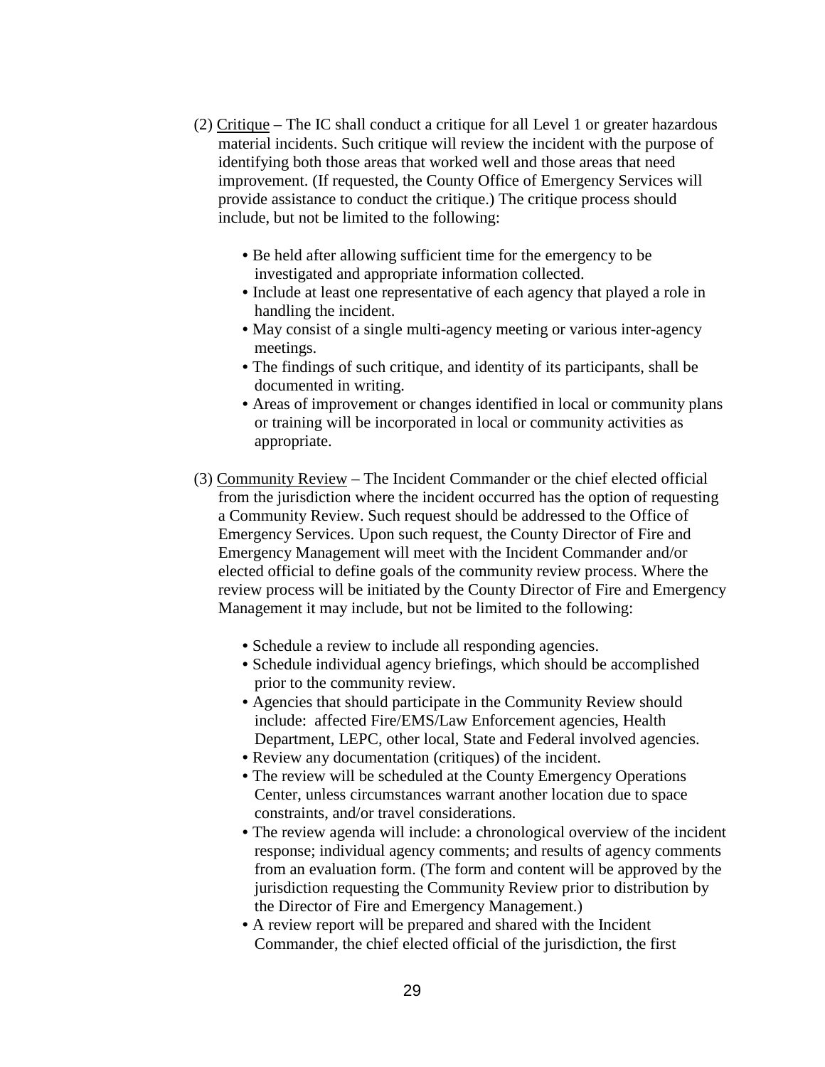(2) <u>Critique</u> – The IC shall conduct a critique for all Level 1 or greater hazardous material incidents. Such critique will review the incident with the purpose of identifying both those areas that worked well and those areas that need improvement. (If requested, the County Office of Emergency Services will provide assistance to conduct the critique.) The critique process should include, but not be limited to the following:

- Be held after allowing sufficient time for the emergency to be investigated and appropriate information collected.
- Include at least one representative of each agency that played a role in handling the incident.
- May consist of a single multi-agency meeting or various inter-agency meetings.
- The findings of such critique, and identity of its participants, shall be documented in writing.
- Areas of improvement or changes identified in local or community plans or training will be incorporated in local or community activities as appropriate.

(3) <u>Community Review</u> – The Incident Commander or the chief elected official from the jurisdiction where the incident occurred has the option of requesting a Community Review. Such request should be addressed to the Office of Emergency Services. Upon such request, the County Director of Fire and Emergency Management will meet with the Incident Commander and/or elected official to define goals of the community review process. Where the review process will be initiated by the County Director of Fire and Emergency Management it may include, but not be limited to the following:

- Schedule a review to include all responding agencies.
- Schedule individual agency briefings, which should be accomplished prior to the community review.
- Agencies that should participate in the Community Review should include: affected Fire/EMS/Law Enforcement agencies, Health Department, LEPC, other local, State and Federal involved agencies.
- Review any documentation (critiques) of the incident.
- The review will be scheduled at the County Emergency Operations Center, unless circumstances warrant another location due to space constraints, and/or travel considerations.
- The review agenda will include: a chronological overview of the incident response; individual agency comments; and results of agency comments from an evaluation form. (The form and content will be approved by the jurisdiction requesting the Community Review prior to distribution by the Director of Fire and Emergency Management.)
- A review report will be prepared and shared with the Incident Commander, the chief elected official of the jurisdiction, the first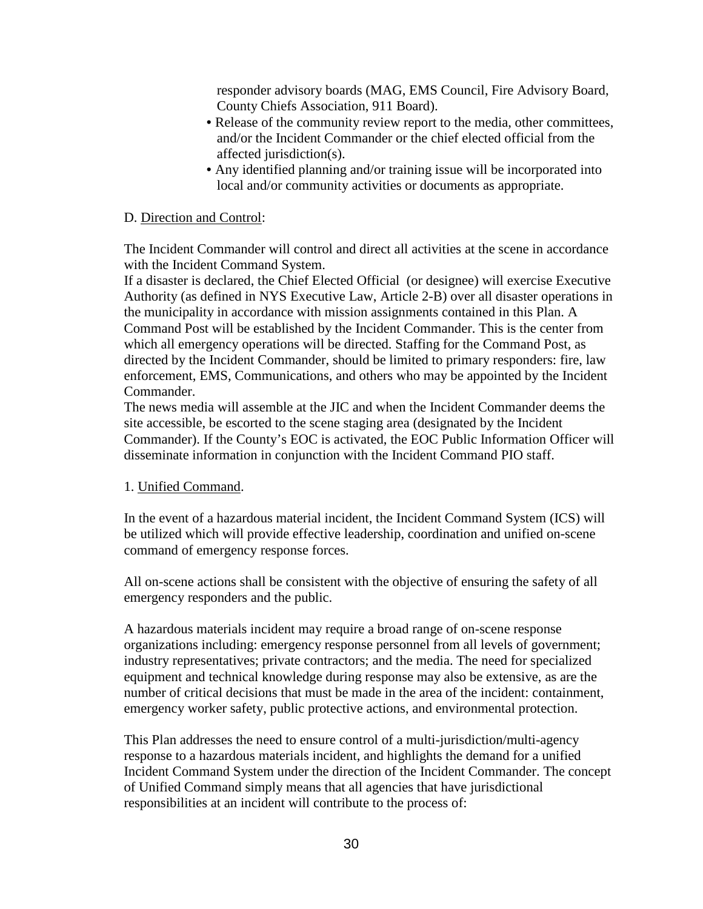responder advisory boards (MAG, EMS Council, Fire Advisory Board, County Chiefs Association, 911 Board).

- Release of the community review report to the media, other committees, and/or the Incident Commander or the chief elected official from the affected jurisdiction(s).
- Any identified planning and/or training issue will be incorporated into local and/or community activities or documents as appropriate.

D. Direction and Control:

The Incident Commander will control and direct all activities at the scene in accordance with the Incident Command System.
If a disaster is declared, the Chief Elected Official (or designee) will exercise Executive Authority (as defined in NYS Executive Law, Article 2-B) over all disaster operations in the municipality in accordance with mission assignments contained in this Plan. A Command Post will be established by the Incident Commander. This is the center from which all emergency operations will be directed. Staffing for the Command Post, as directed by the Incident Commander, should be limited to primary responders: fire, law enforcement, EMS, Communications, and others who may be appointed by the Incident Commander.
The news media will assemble at the JIC and when the Incident Commander deems the site accessible, be escorted to the scene staging area (designated by the Incident Commander). If the County's EOC is activated, the EOC Public Information Officer will disseminate information in conjunction with the Incident Command PIO staff.

1. Unified Command.

In the event of a hazardous material incident, the Incident Command System (ICS) will be utilized which will provide effective leadership, coordination and unified on-scene command of emergency response forces.

All on-scene actions shall be consistent with the objective of ensuring the safety of all emergency responders and the public.

A hazardous materials incident may require a broad range of on-scene response organizations including: emergency response personnel from all levels of government; industry representatives; private contractors; and the media. The need for specialized equipment and technical knowledge during response may also be extensive, as are the number of critical decisions that must be made in the area of the incident: containment, emergency worker safety, public protective actions, and environmental protection.

This Plan addresses the need to ensure control of a multi-jurisdiction/multi-agency response to a hazardous materials incident, and highlights the demand for a unified Incident Command System under the direction of the Incident Commander. The concept of Unified Command simply means that all agencies that have jurisdictional responsibilities at an incident will contribute to the process of: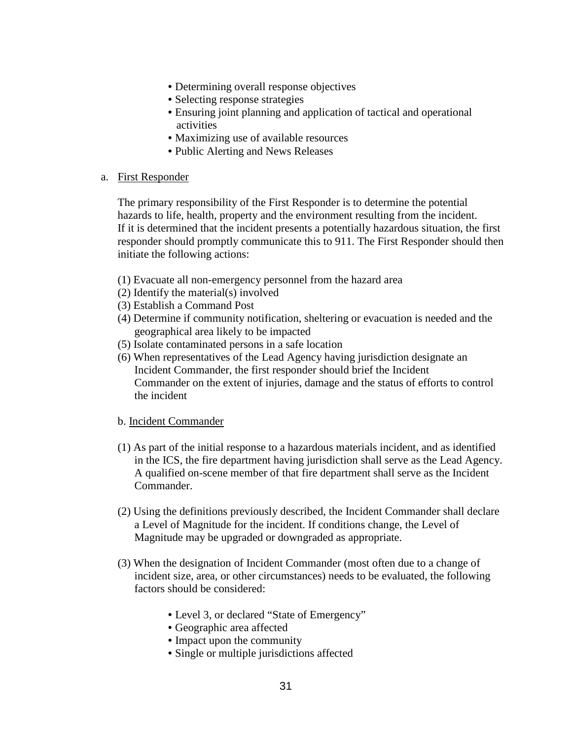- Determining overall response objectives
- Selecting response strategies
- Ensuring joint planning and application of tactical and operational activities
- Maximizing use of available resources
- Public Alerting and News Releases

a. <u>First Responder</u>

The primary responsibility of the First Responder is to determine the potential hazards to life, health, property and the environment resulting from the incident. If it is determined that the incident presents a potentially hazardous situation, the first responder should promptly communicate this to 911. The First Responder should then initiate the following actions:

(1) Evacuate all non-emergency personnel from the hazard area
(2) Identify the material(s) involved
(3) Establish a Command Post
(4) Determine if community notification, sheltering or evacuation is needed and the geographical area likely to be impacted
(5) Isolate contaminated persons in a safe location
(6) When representatives of the Lead Agency having jurisdiction designate an Incident Commander, the first responder should brief the Incident Commander on the extent of injuries, damage and the status of efforts to control the incident

b. <u>Incident Commander</u>

(1) As part of the initial response to a hazardous materials incident, and as identified in the ICS, the fire department having jurisdiction shall serve as the Lead Agency. A qualified on-scene member of that fire department shall serve as the Incident Commander.

(2) Using the definitions previously described, the Incident Commander shall declare a Level of Magnitude for the incident. If conditions change, the Level of Magnitude may be upgraded or downgraded as appropriate.

(3) When the designation of Incident Commander (most often due to a change of incident size, area, or other circumstances) needs to be evaluated, the following factors should be considered:

- Level 3, or declared "State of Emergency"
- Geographic area affected
- Impact upon the community
- Single or multiple jurisdictions affected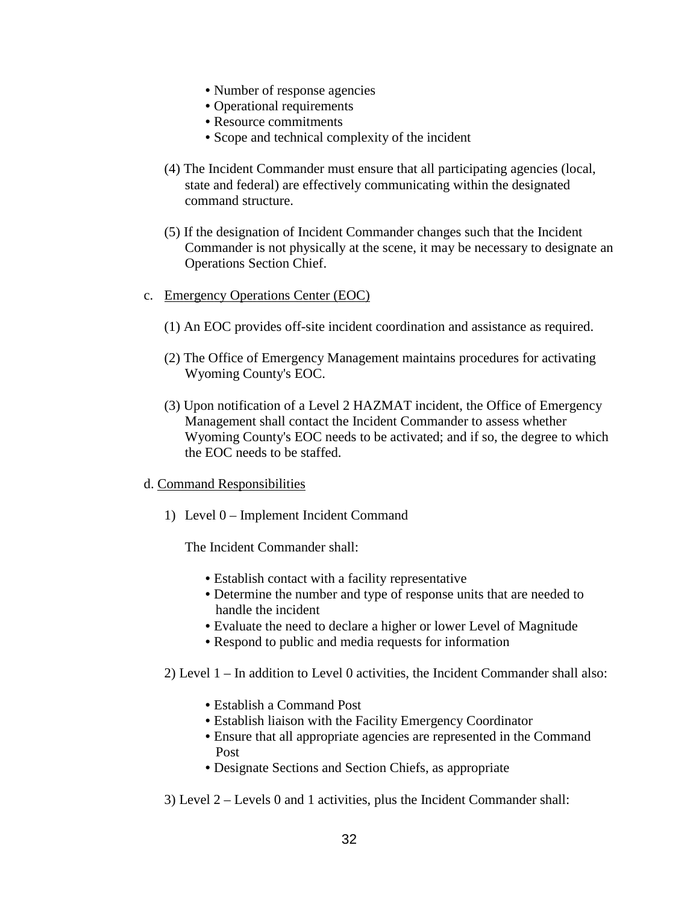- Number of response agencies
- Operational requirements
- Resource commitments
- Scope and technical complexity of the incident

(4) The Incident Commander must ensure that all participating agencies (local, state and federal) are effectively communicating within the designated command structure.

(5) If the designation of Incident Commander changes such that the Incident Commander is not physically at the scene, it may be necessary to designate an Operations Section Chief.

c. <u>Emergency Operations Center (EOC)</u>

(1) An EOC provides off-site incident coordination and assistance as required.

(2) The Office of Emergency Management maintains procedures for activating Wyoming County's EOC.

(3) Upon notification of a Level 2 HAZMAT incident, the Office of Emergency Management shall contact the Incident Commander to assess whether Wyoming County's EOC needs to be activated; and if so, the degree to which the EOC needs to be staffed.

d. <u>Command Responsibilities</u>

1) Level 0 – Implement Incident Command

The Incident Commander shall:

- Establish contact with a facility representative
- Determine the number and type of response units that are needed to handle the incident
- Evaluate the need to declare a higher or lower Level of Magnitude
- Respond to public and media requests for information

2) Level 1 – In addition to Level 0 activities, the Incident Commander shall also:

- Establish a Command Post
- Establish liaison with the Facility Emergency Coordinator
- Ensure that all appropriate agencies are represented in the Command Post
- Designate Sections and Section Chiefs, as appropriate

3) Level 2 – Levels 0 and 1 activities, plus the Incident Commander shall: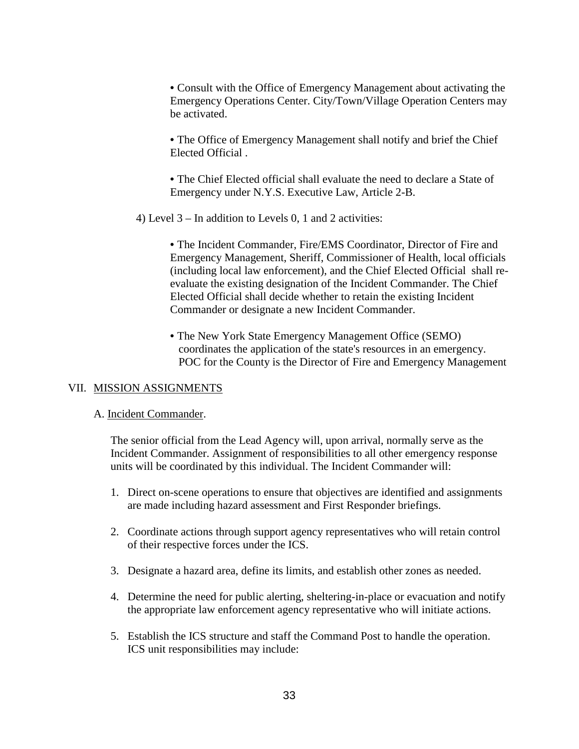- Consult with the Office of Emergency Management about activating the Emergency Operations Center. City/Town/Village Operation Centers may be activated.

- The Office of Emergency Management shall notify and brief the Chief Elected Official .

- The Chief Elected official shall evaluate the need to declare a State of Emergency under N.Y.S. Executive Law, Article 2-B.

4) Level 3 – In addition to Levels 0, 1 and 2 activities:

- The Incident Commander, Fire/EMS Coordinator, Director of Fire and Emergency Management, Sheriff, Commissioner of Health, local officials (including local law enforcement), and the Chief Elected Official shall re-evaluate the existing designation of the Incident Commander. The Chief Elected Official shall decide whether to retain the existing Incident Commander or designate a new Incident Commander.

- The New York State Emergency Management Office (SEMO) coordinates the application of the state's resources in an emergency. POC for the County is the Director of Fire and Emergency Management

## VII. MISSION ASSIGNMENTS

### A. Incident Commander.

The senior official from the Lead Agency will, upon arrival, normally serve as the Incident Commander. Assignment of responsibilities to all other emergency response units will be coordinated by this individual. The Incident Commander will:

1. Direct on-scene operations to ensure that objectives are identified and assignments are made including hazard assessment and First Responder briefings.

2. Coordinate actions through support agency representatives who will retain control of their respective forces under the ICS.

3. Designate a hazard area, define its limits, and establish other zones as needed.

4. Determine the need for public alerting, sheltering-in-place or evacuation and notify the appropriate law enforcement agency representative who will initiate actions.

5. Establish the ICS structure and staff the Command Post to handle the operation. ICS unit responsibilities may include: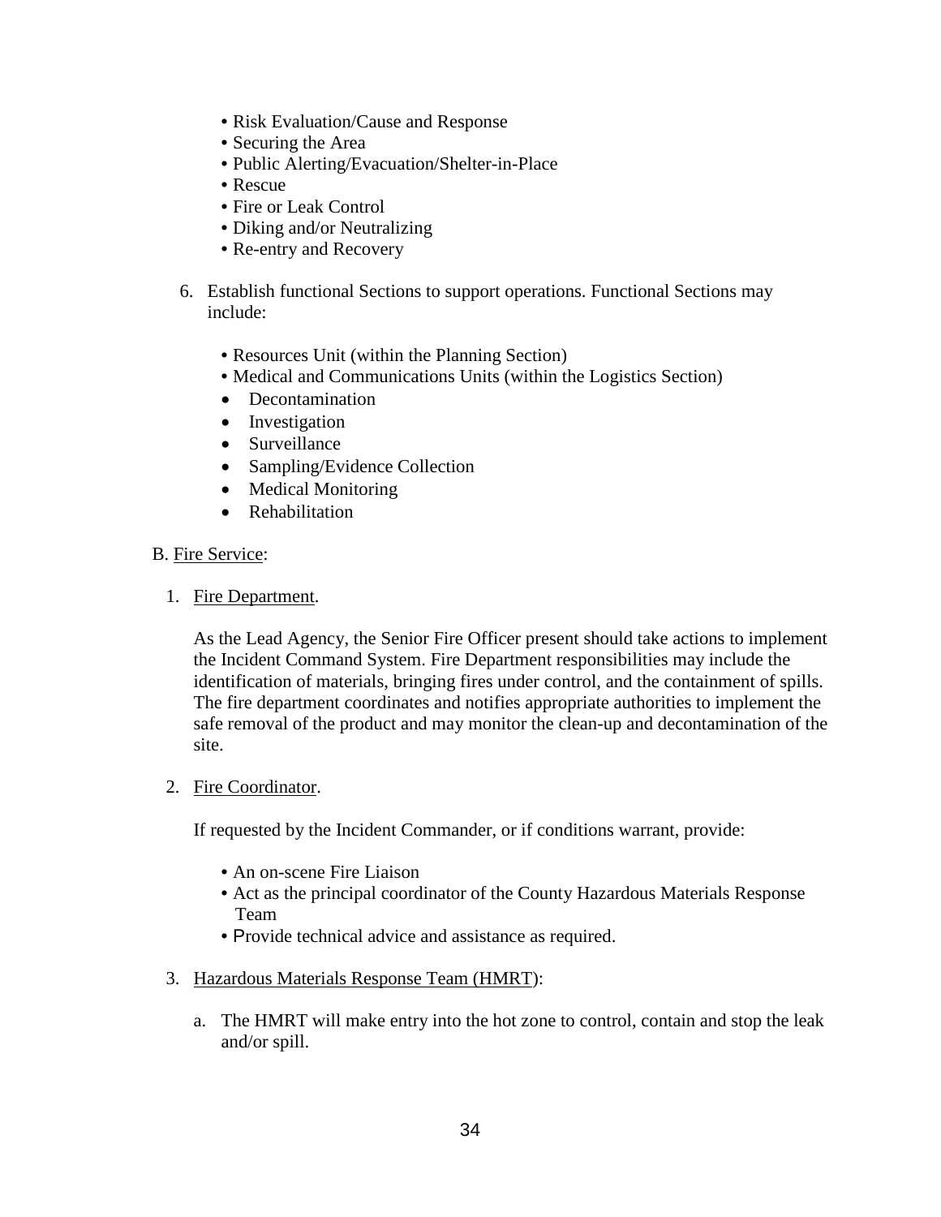- Risk Evaluation/Cause and Response
- Securing the Area
- Public Alerting/Evacuation/Shelter-in-Place
- Rescue
- Fire or Leak Control
- Diking and/or Neutralizing
- Re-entry and Recovery

6. Establish functional Sections to support operations. Functional Sections may include:

   - Resources Unit (within the Planning Section)
   - Medical and Communications Units (within the Logistics Section)
   - Decontamination
   - Investigation
   - Surveillance
   - Sampling/Evidence Collection
   - Medical Monitoring
   - Rehabilitation

B. Fire Service:

1. Fire Department.

   As the Lead Agency, the Senior Fire Officer present should take actions to implement the Incident Command System. Fire Department responsibilities may include the identification of materials, bringing fires under control, and the containment of spills. The fire department coordinates and notifies appropriate authorities to implement the safe removal of the product and may monitor the clean-up and decontamination of the site.

2. Fire Coordinator.

   If requested by the Incident Commander, or if conditions warrant, provide:

   - An on-scene Fire Liaison
   - Act as the principal coordinator of the County Hazardous Materials Response Team
   - Provide technical advice and assistance as required.

3. Hazardous Materials Response Team (HMRT):

   a. The HMRT will make entry into the hot zone to control, contain and stop the leak and/or spill.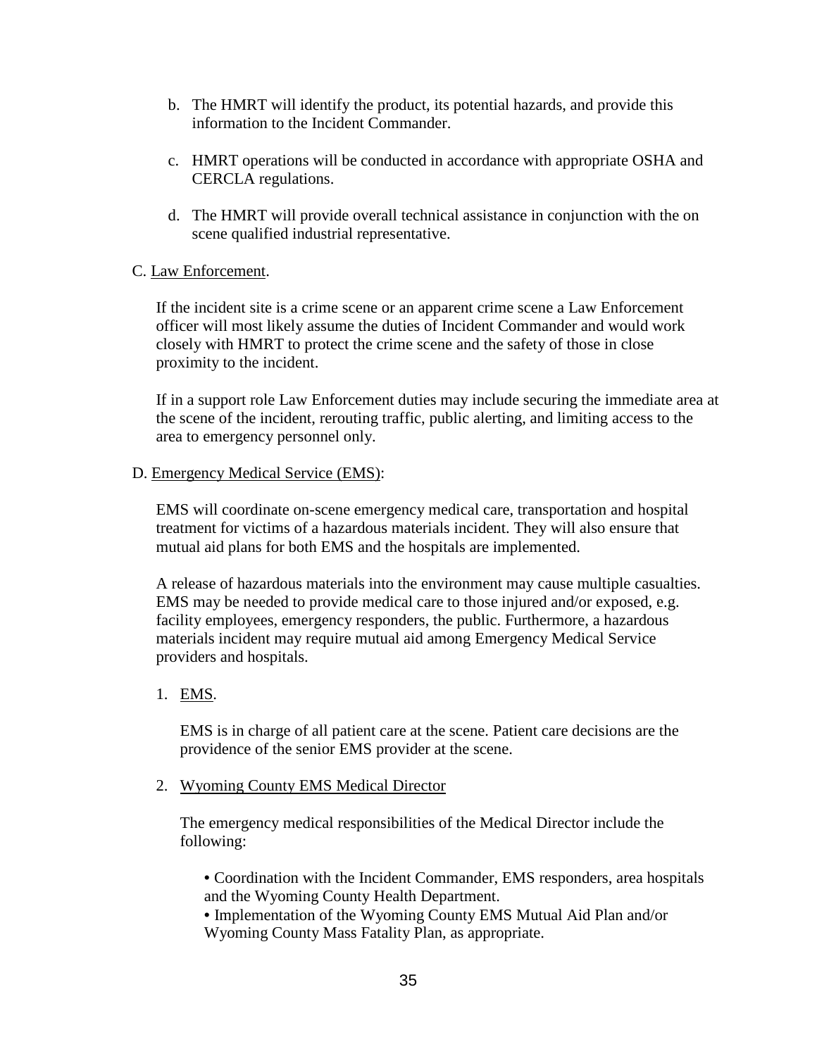b. The HMRT will identify the product, its potential hazards, and provide this information to the Incident Commander.

c. HMRT operations will be conducted in accordance with appropriate OSHA and CERCLA regulations.

d. The HMRT will provide overall technical assistance in conjunction with the on scene qualified industrial representative.

C. Law Enforcement.

If the incident site is a crime scene or an apparent crime scene a Law Enforcement officer will most likely assume the duties of Incident Commander and would work closely with HMRT to protect the crime scene and the safety of those in close proximity to the incident.

If in a support role Law Enforcement duties may include securing the immediate area at the scene of the incident, rerouting traffic, public alerting, and limiting access to the area to emergency personnel only.

D. Emergency Medical Service (EMS):

EMS will coordinate on-scene emergency medical care, transportation and hospital treatment for victims of a hazardous materials incident. They will also ensure that mutual aid plans for both EMS and the hospitals are implemented.

A release of hazardous materials into the environment may cause multiple casualties. EMS may be needed to provide medical care to those injured and/or exposed, e.g. facility employees, emergency responders, the public. Furthermore, a hazardous materials incident may require mutual aid among Emergency Medical Service providers and hospitals.

1. EMS.

   EMS is in charge of all patient care at the scene. Patient care decisions are the providence of the senior EMS provider at the scene.

2. Wyoming County EMS Medical Director

   The emergency medical responsibilities of the Medical Director include the following:

   - Coordination with the Incident Commander, EMS responders, area hospitals and the Wyoming County Health Department.
   - Implementation of the Wyoming County EMS Mutual Aid Plan and/or Wyoming County Mass Fatality Plan, as appropriate.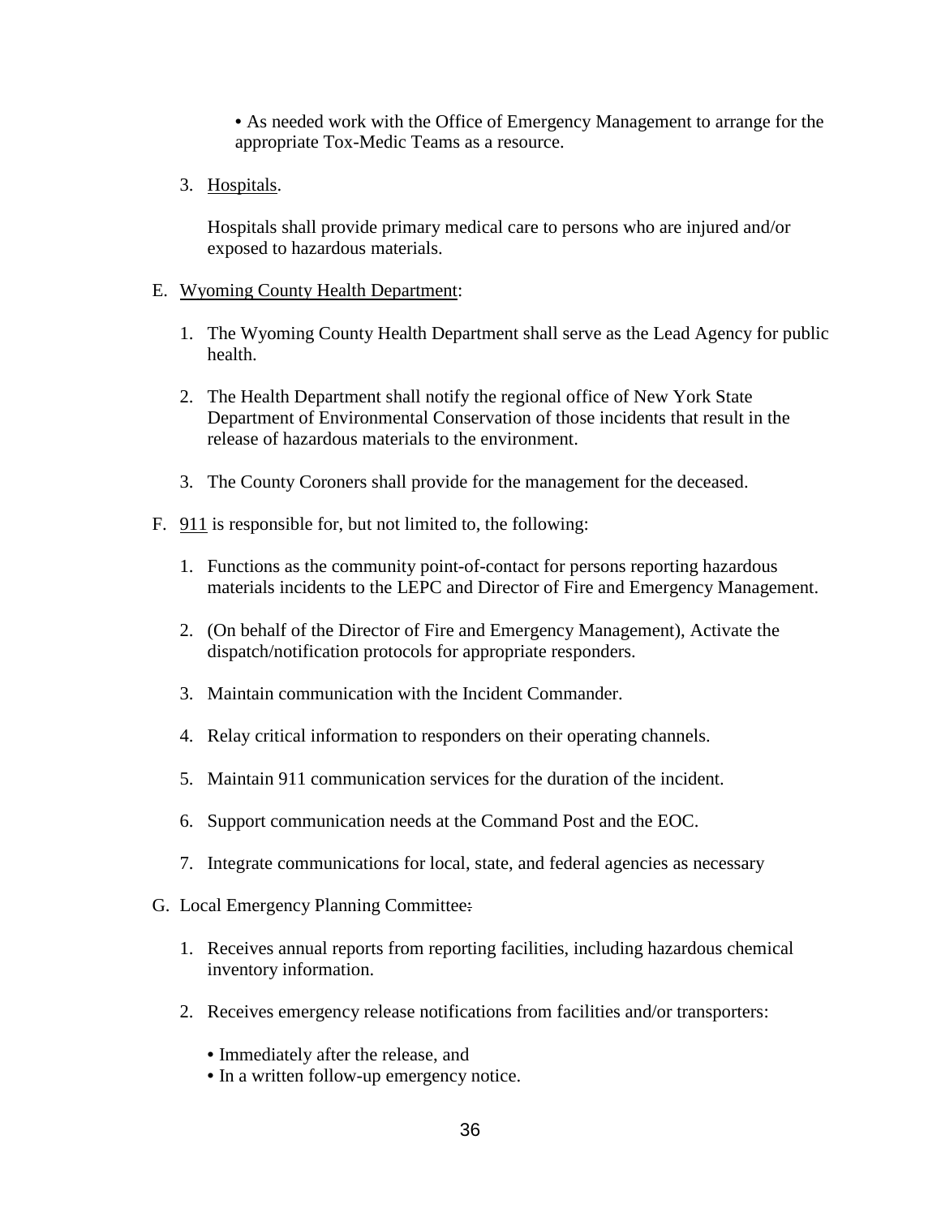- As needed work with the Office of Emergency Management to arrange for the appropriate Tox-Medic Teams as a resource.

3. Hospitals.

   Hospitals shall provide primary medical care to persons who are injured and/or exposed to hazardous materials.

E. Wyoming County Health Department:

1. The Wyoming County Health Department shall serve as the Lead Agency for public health.

2. The Health Department shall notify the regional office of New York State Department of Environmental Conservation of those incidents that result in the release of hazardous materials to the environment.

3. The County Coroners shall provide for the management for the deceased.

F. 911 is responsible for, but not limited to, the following:

1. Functions as the community point-of-contact for persons reporting hazardous materials incidents to the LEPC and Director of Fire and Emergency Management.

2. (On behalf of the Director of Fire and Emergency Management), Activate the dispatch/notification protocols for appropriate responders.

3. Maintain communication with the Incident Commander.

4. Relay critical information to responders on their operating channels.

5. Maintain 911 communication services for the duration of the incident.

6. Support communication needs at the Command Post and the EOC.

7. Integrate communications for local, state, and federal agencies as necessary

G. Local Emergency Planning Committee.

1. Receives annual reports from reporting facilities, including hazardous chemical inventory information.

2. Receives emergency release notifications from facilities and/or transporters:

   - Immediately after the release, and
   - In a written follow-up emergency notice.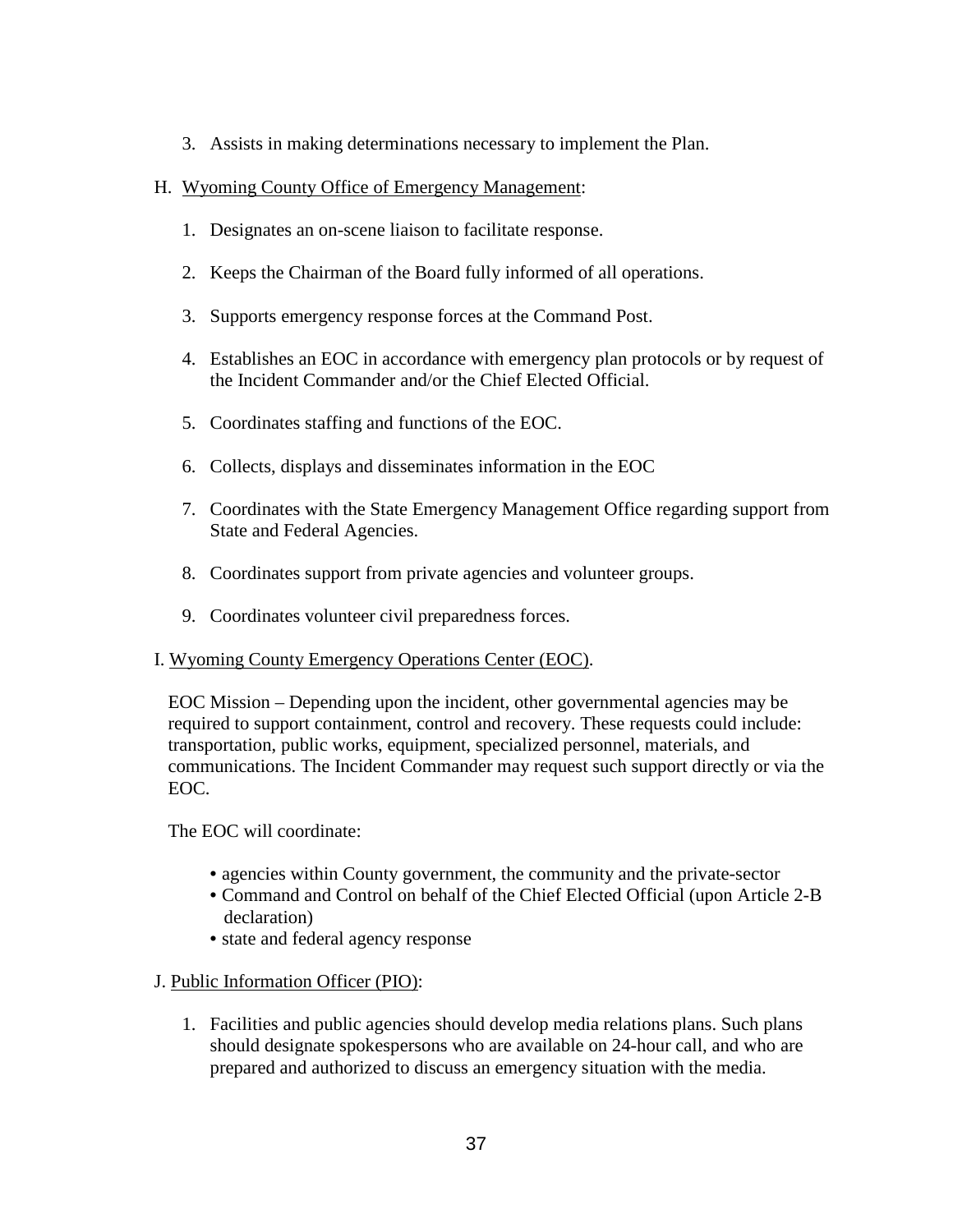3. Assists in making determinations necessary to implement the Plan.

H. <u>Wyoming County Office of Emergency Management</u>:

1. Designates an on-scene liaison to facilitate response.

2. Keeps the Chairman of the Board fully informed of all operations.

3. Supports emergency response forces at the Command Post.

4. Establishes an EOC in accordance with emergency plan protocols or by request of the Incident Commander and/or the Chief Elected Official.

5. Coordinates staffing and functions of the EOC.

6. Collects, displays and disseminates information in the EOC

7. Coordinates with the State Emergency Management Office regarding support from State and Federal Agencies.

8. Coordinates support from private agencies and volunteer groups.

9. Coordinates volunteer civil preparedness forces.

I. <u>Wyoming County Emergency Operations Center (EOC)</u>.

EOC Mission – Depending upon the incident, other governmental agencies may be required to support containment, control and recovery. These requests could include: transportation, public works, equipment, specialized personnel, materials, and communications. The Incident Commander may request such support directly or via the EOC.

The EOC will coordinate:

- agencies within County government, the community and the private-sector
- Command and Control on behalf of the Chief Elected Official (upon Article 2-B declaration)
- state and federal agency response

J. <u>Public Information Officer (PIO)</u>:

1. Facilities and public agencies should develop media relations plans. Such plans should designate spokespersons who are available on 24-hour call, and who are prepared and authorized to discuss an emergency situation with the media.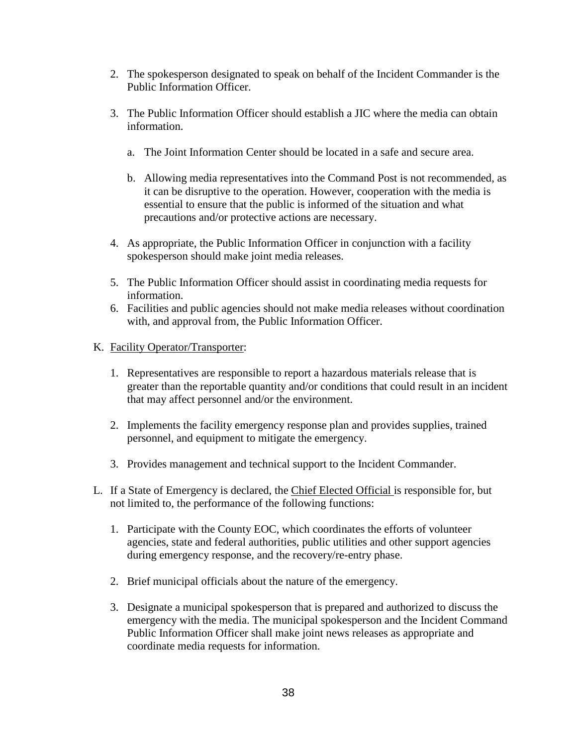2. The spokesperson designated to speak on behalf of the Incident Commander is the Public Information Officer.

3. The Public Information Officer should establish a JIC where the media can obtain information.

   a. The Joint Information Center should be located in a safe and secure area.

   b. Allowing media representatives into the Command Post is not recommended, as it can be disruptive to the operation. However, cooperation with the media is essential to ensure that the public is informed of the situation and what precautions and/or protective actions are necessary.

4. As appropriate, the Public Information Officer in conjunction with a facility spokesperson should make joint media releases.

5. The Public Information Officer should assist in coordinating media requests for information.

6. Facilities and public agencies should not make media releases without coordination with, and approval from, the Public Information Officer.

K. <u>Facility Operator/Transporter</u>:

   1. Representatives are responsible to report a hazardous materials release that is greater than the reportable quantity and/or conditions that could result in an incident that may affect personnel and/or the environment.

   2. Implements the facility emergency response plan and provides supplies, trained personnel, and equipment to mitigate the emergency.

   3. Provides management and technical support to the Incident Commander.

L. If a State of Emergency is declared, the <u>Chief Elected Official</u> is responsible for, but not limited to, the performance of the following functions:

   1. Participate with the County EOC, which coordinates the efforts of volunteer agencies, state and federal authorities, public utilities and other support agencies during emergency response, and the recovery/re-entry phase.

   2. Brief municipal officials about the nature of the emergency.

   3. Designate a municipal spokesperson that is prepared and authorized to discuss the emergency with the media. The municipal spokesperson and the Incident Command Public Information Officer shall make joint news releases as appropriate and coordinate media requests for information.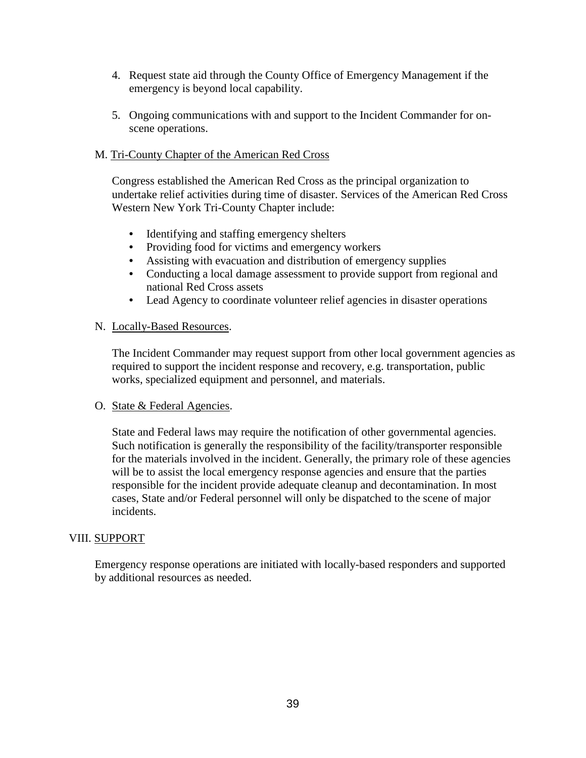4. Request state aid through the County Office of Emergency Management if the emergency is beyond local capability.

5. Ongoing communications with and support to the Incident Commander for on-scene operations.

M. Tri-County Chapter of the American Red Cross

Congress established the American Red Cross as the principal organization to undertake relief activities during time of disaster. Services of the American Red Cross Western New York Tri-County Chapter include:

- Identifying and staffing emergency shelters
- Providing food for victims and emergency workers
- Assisting with evacuation and distribution of emergency supplies
- Conducting a local damage assessment to provide support from regional and national Red Cross assets
- Lead Agency to coordinate volunteer relief agencies in disaster operations

N. Locally-Based Resources.

The Incident Commander may request support from other local government agencies as required to support the incident response and recovery, e.g. transportation, public works, specialized equipment and personnel, and materials.

O. State & Federal Agencies.

State and Federal laws may require the notification of other governmental agencies. Such notification is generally the responsibility of the facility/transporter responsible for the materials involved in the incident. Generally, the primary role of these agencies will be to assist the local emergency response agencies and ensure that the parties responsible for the incident provide adequate cleanup and decontamination. In most cases, State and/or Federal personnel will only be dispatched to the scene of major incidents.

## VIII. SUPPORT

Emergency response operations are initiated with locally-based responders and supported by additional resources as needed.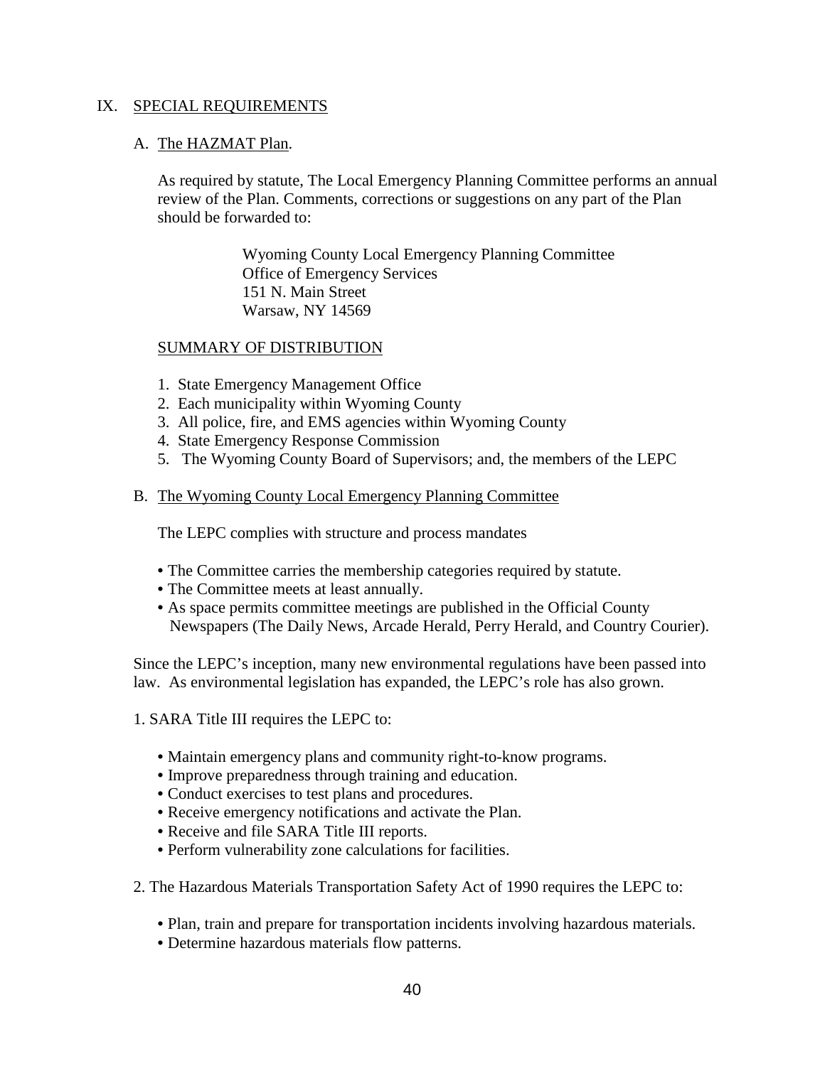## IX. SPECIAL REQUIREMENTS

### A. The HAZMAT Plan.

As required by statute, The Local Emergency Planning Committee performs an annual review of the Plan. Comments, corrections or suggestions on any part of the Plan should be forwarded to:

Wyoming County Local Emergency Planning Committee
Office of Emergency Services
151 N. Main Street
Warsaw, NY 14569

SUMMARY OF DISTRIBUTION

1. State Emergency Management Office
2. Each municipality within Wyoming County
3. All police, fire, and EMS agencies within Wyoming County
4. State Emergency Response Commission
5. The Wyoming County Board of Supervisors; and, the members of the LEPC

### B. The Wyoming County Local Emergency Planning Committee

The LEPC complies with structure and process mandates

- The Committee carries the membership categories required by statute.
- The Committee meets at least annually.
- As space permits committee meetings are published in the Official County Newspapers (The Daily News, Arcade Herald, Perry Herald, and Country Courier).

Since the LEPC's inception, many new environmental regulations have been passed into law. As environmental legislation has expanded, the LEPC's role has also grown.

1. SARA Title III requires the LEPC to:

- Maintain emergency plans and community right-to-know programs.
- Improve preparedness through training and education.
- Conduct exercises to test plans and procedures.
- Receive emergency notifications and activate the Plan.
- Receive and file SARA Title III reports.
- Perform vulnerability zone calculations for facilities.

2. The Hazardous Materials Transportation Safety Act of 1990 requires the LEPC to:

- Plan, train and prepare for transportation incidents involving hazardous materials.
- Determine hazardous materials flow patterns.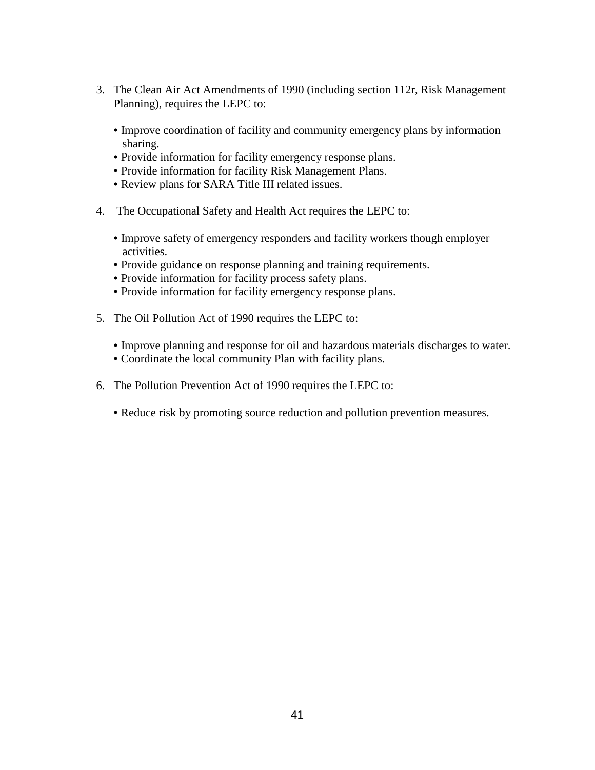3. The Clean Air Act Amendments of 1990 (including section 112r, Risk Management Planning), requires the LEPC to:

   • Improve coordination of facility and community emergency plans by information sharing.
   • Provide information for facility emergency response plans.
   • Provide information for facility Risk Management Plans.
   • Review plans for SARA Title III related issues.

4. The Occupational Safety and Health Act requires the LEPC to:

   • Improve safety of emergency responders and facility workers though employer activities.
   • Provide guidance on response planning and training requirements.
   • Provide information for facility process safety plans.
   • Provide information for facility emergency response plans.

5. The Oil Pollution Act of 1990 requires the LEPC to:

   • Improve planning and response for oil and hazardous materials discharges to water.
   • Coordinate the local community Plan with facility plans.

6. The Pollution Prevention Act of 1990 requires the LEPC to:

   • Reduce risk by promoting source reduction and pollution prevention measures.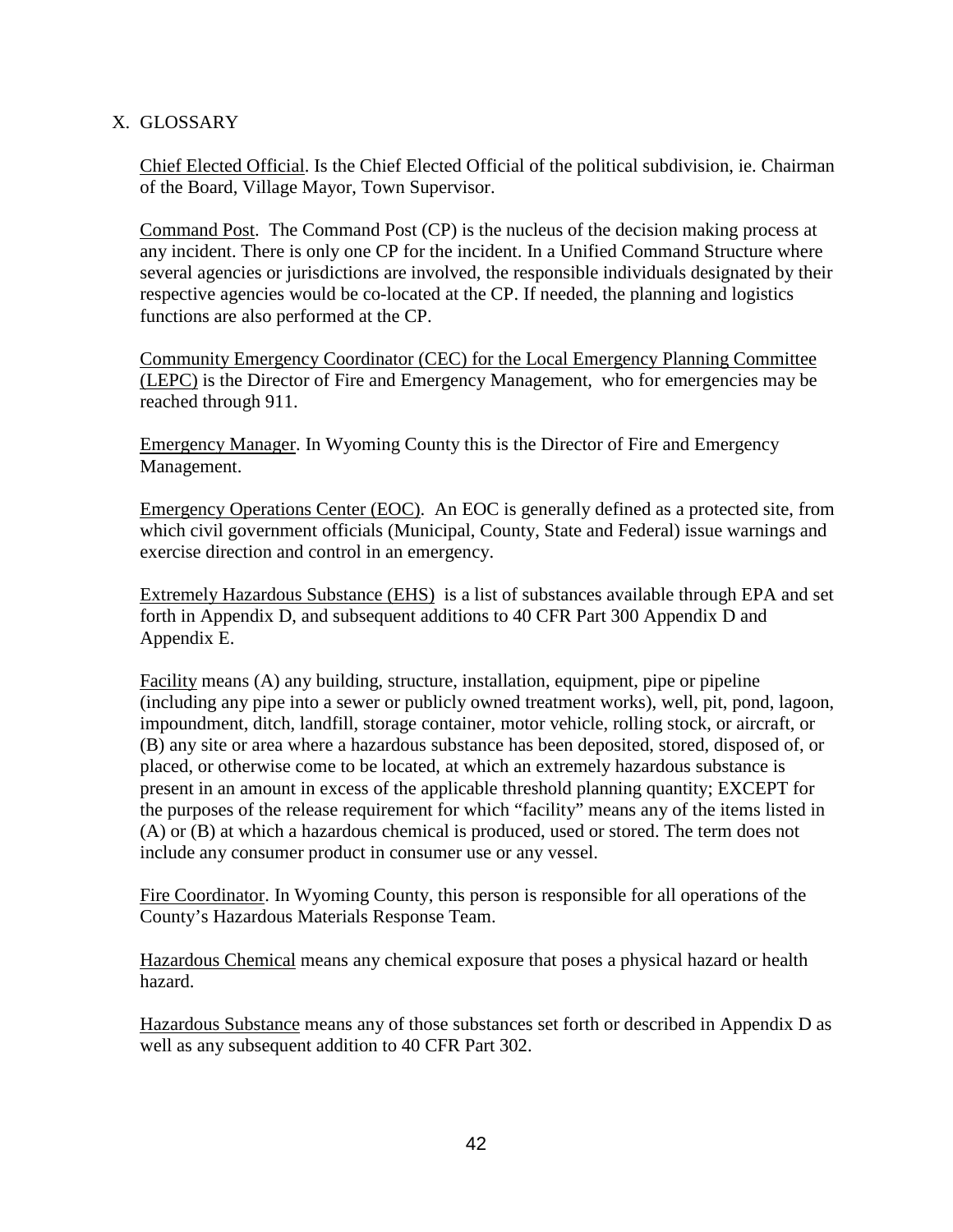## X. GLOSSARY

Chief Elected Official. Is the Chief Elected Official of the political subdivision, ie. Chairman of the Board, Village Mayor, Town Supervisor.

Command Post. The Command Post (CP) is the nucleus of the decision making process at any incident. There is only one CP for the incident. In a Unified Command Structure where several agencies or jurisdictions are involved, the responsible individuals designated by their respective agencies would be co-located at the CP. If needed, the planning and logistics functions are also performed at the CP.

Community Emergency Coordinator (CEC) for the Local Emergency Planning Committee (LEPC) is the Director of Fire and Emergency Management, who for emergencies may be reached through 911.

Emergency Manager. In Wyoming County this is the Director of Fire and Emergency Management.

Emergency Operations Center (EOC). An EOC is generally defined as a protected site, from which civil government officials (Municipal, County, State and Federal) issue warnings and exercise direction and control in an emergency.

Extremely Hazardous Substance (EHS) is a list of substances available through EPA and set forth in Appendix D, and subsequent additions to 40 CFR Part 300 Appendix D and Appendix E.

Facility means (A) any building, structure, installation, equipment, pipe or pipeline (including any pipe into a sewer or publicly owned treatment works), well, pit, pond, lagoon, impoundment, ditch, landfill, storage container, motor vehicle, rolling stock, or aircraft, or (B) any site or area where a hazardous substance has been deposited, stored, disposed of, or placed, or otherwise come to be located, at which an extremely hazardous substance is present in an amount in excess of the applicable threshold planning quantity; EXCEPT for the purposes of the release requirement for which "facility" means any of the items listed in (A) or (B) at which a hazardous chemical is produced, used or stored. The term does not include any consumer product in consumer use or any vessel.

Fire Coordinator. In Wyoming County, this person is responsible for all operations of the County's Hazardous Materials Response Team.

Hazardous Chemical means any chemical exposure that poses a physical hazard or health hazard.

Hazardous Substance means any of those substances set forth or described in Appendix D as well as any subsequent addition to 40 CFR Part 302.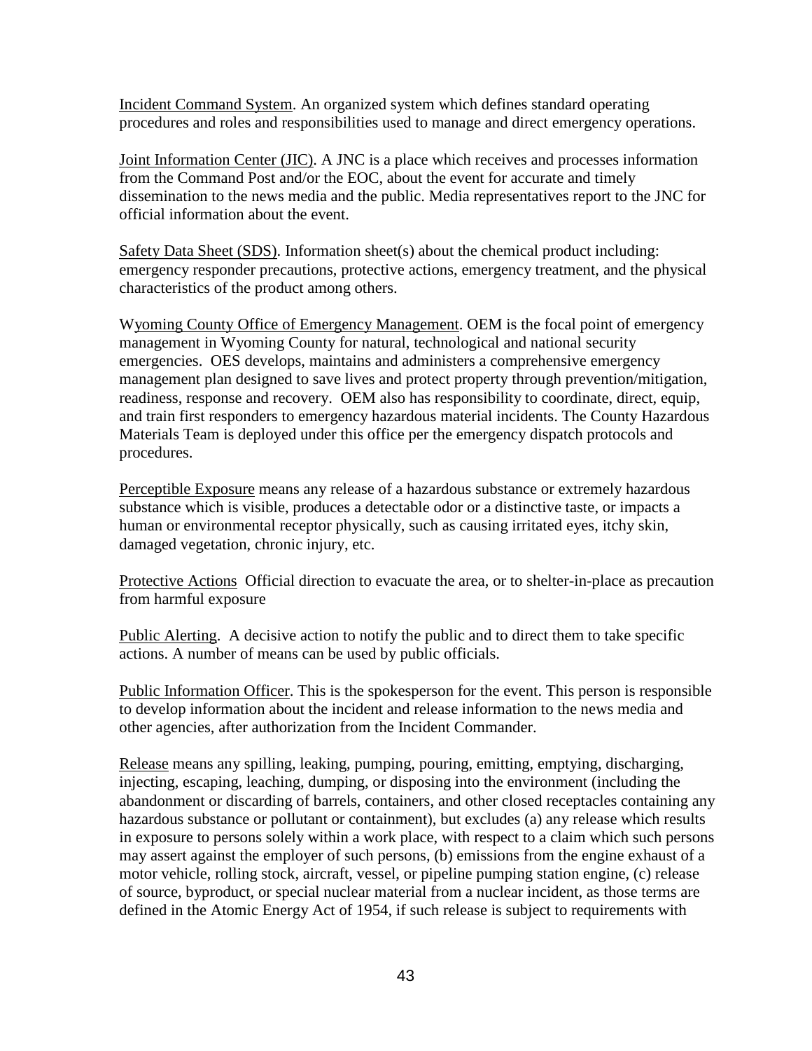<u>Incident Command System</u>. An organized system which defines standard operating procedures and roles and responsibilities used to manage and direct emergency operations.

<u>Joint Information Center (JIC)</u>. A JNC is a place which receives and processes information from the Command Post and/or the EOC, about the event for accurate and timely dissemination to the news media and the public. Media representatives report to the JNC for official information about the event.

<u>Safety Data Sheet (SDS)</u>. Information sheet(s) about the chemical product including: emergency responder precautions, protective actions, emergency treatment, and the physical characteristics of the product among others.

W<u>yoming County Office of Emergency Management</u>. OEM is the focal point of emergency management in Wyoming County for natural, technological and national security emergencies. OES develops, maintains and administers a comprehensive emergency management plan designed to save lives and protect property through prevention/mitigation, readiness, response and recovery. OEM also has responsibility to coordinate, direct, equip, and train first responders to emergency hazardous material incidents. The County Hazardous Materials Team is deployed under this office per the emergency dispatch protocols and procedures.

<u>Perceptible Exposure</u> means any release of a hazardous substance or extremely hazardous substance which is visible, produces a detectable odor or a distinctive taste, or impacts a human or environmental receptor physically, such as causing irritated eyes, itchy skin, damaged vegetation, chronic injury, etc.

<u>Protective Actions</u> Official direction to evacuate the area, or to shelter-in-place as precaution from harmful exposure

<u>Public Alerting</u>. A decisive action to notify the public and to direct them to take specific actions. A number of means can be used by public officials.

<u>Public Information Officer</u>. This is the spokesperson for the event. This person is responsible to develop information about the incident and release information to the news media and other agencies, after authorization from the Incident Commander.

<u>Release</u> means any spilling, leaking, pumping, pouring, emitting, emptying, discharging, injecting, escaping, leaching, dumping, or disposing into the environment (including the abandonment or discarding of barrels, containers, and other closed receptacles containing any hazardous substance or pollutant or containment), but excludes (a) any release which results in exposure to persons solely within a work place, with respect to a claim which such persons may assert against the employer of such persons, (b) emissions from the engine exhaust of a motor vehicle, rolling stock, aircraft, vessel, or pipeline pumping station engine, (c) release of source, byproduct, or special nuclear material from a nuclear incident, as those terms are defined in the Atomic Energy Act of 1954, if such release is subject to requirements with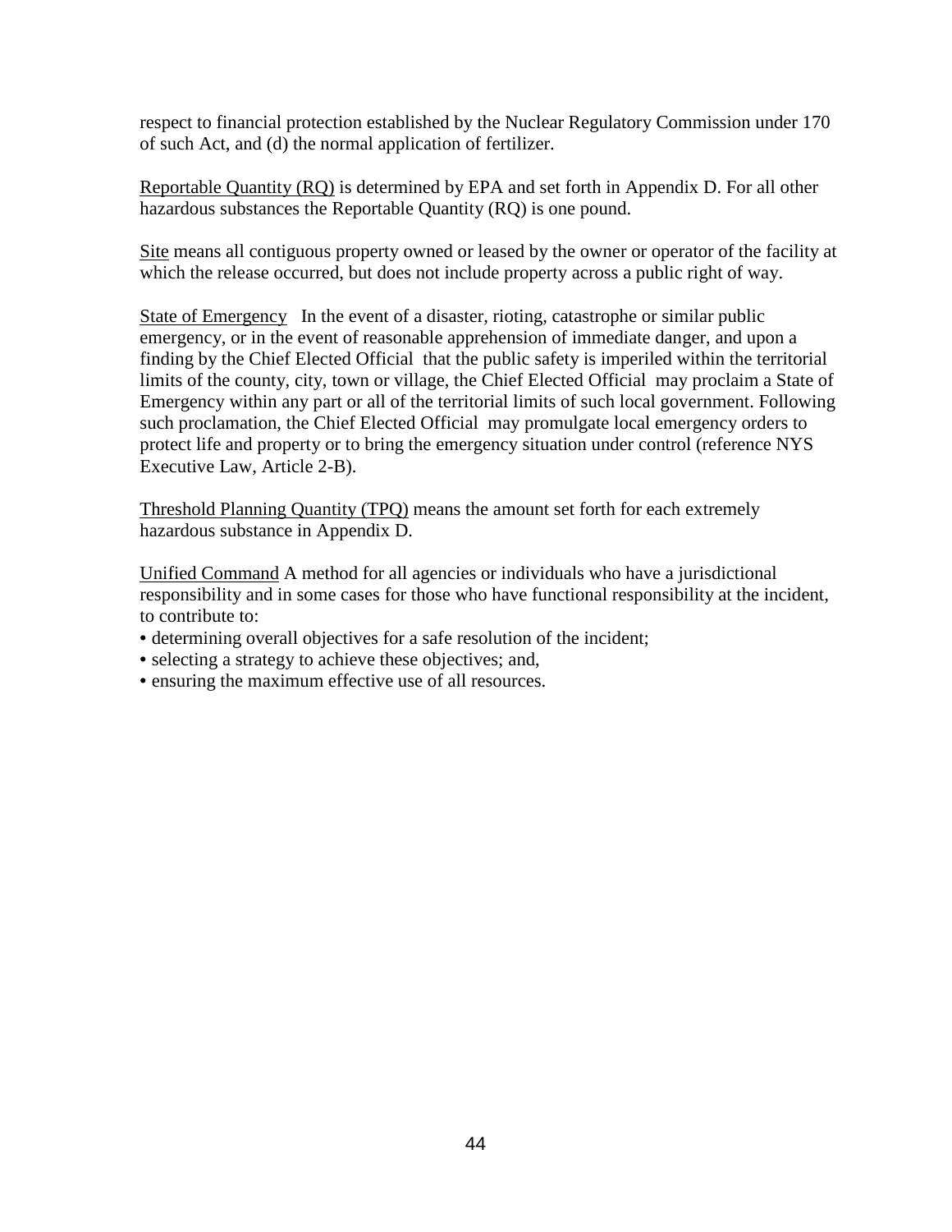respect to financial protection established by the Nuclear Regulatory Commission under 170 of such Act, and (d) the normal application of fertilizer.

Reportable Quantity (RQ) is determined by EPA and set forth in Appendix D. For all other hazardous substances the Reportable Quantity (RQ) is one pound.

Site means all contiguous property owned or leased by the owner or operator of the facility at which the release occurred, but does not include property across a public right of way.

State of Emergency In the event of a disaster, rioting, catastrophe or similar public emergency, or in the event of reasonable apprehension of immediate danger, and upon a finding by the Chief Elected Official that the public safety is imperiled within the territorial limits of the county, city, town or village, the Chief Elected Official may proclaim a State of Emergency within any part or all of the territorial limits of such local government. Following such proclamation, the Chief Elected Official may promulgate local emergency orders to protect life and property or to bring the emergency situation under control (reference NYS Executive Law, Article 2-B).

Threshold Planning Quantity (TPQ) means the amount set forth for each extremely hazardous substance in Appendix D.

Unified Command A method for all agencies or individuals who have a jurisdictional responsibility and in some cases for those who have functional responsibility at the incident, to contribute to:

- determining overall objectives for a safe resolution of the incident;
- selecting a strategy to achieve these objectives; and,
- ensuring the maximum effective use of all resources.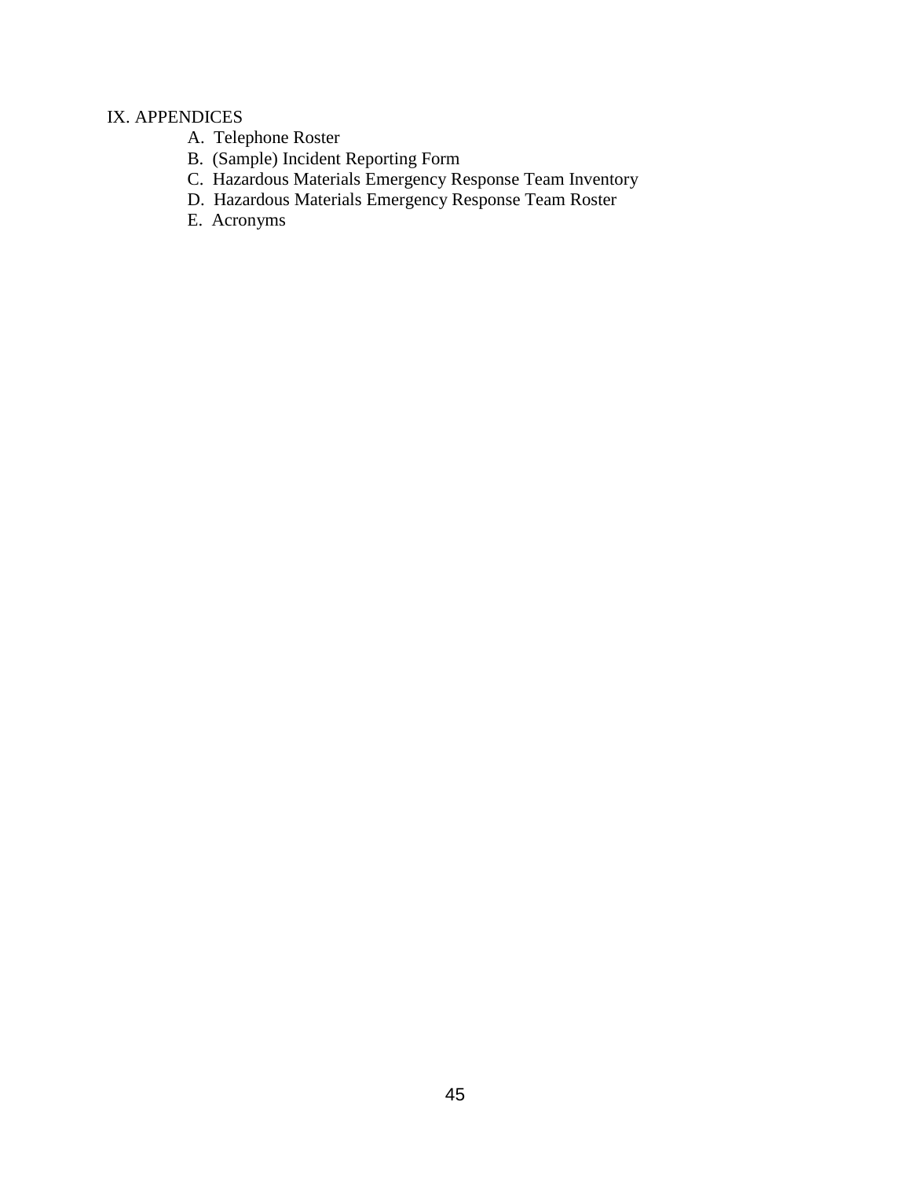## IX. APPENDICES

A. Telephone Roster

B. (Sample) Incident Reporting Form

C. Hazardous Materials Emergency Response Team Inventory

D. Hazardous Materials Emergency Response Team Roster

E. Acronyms